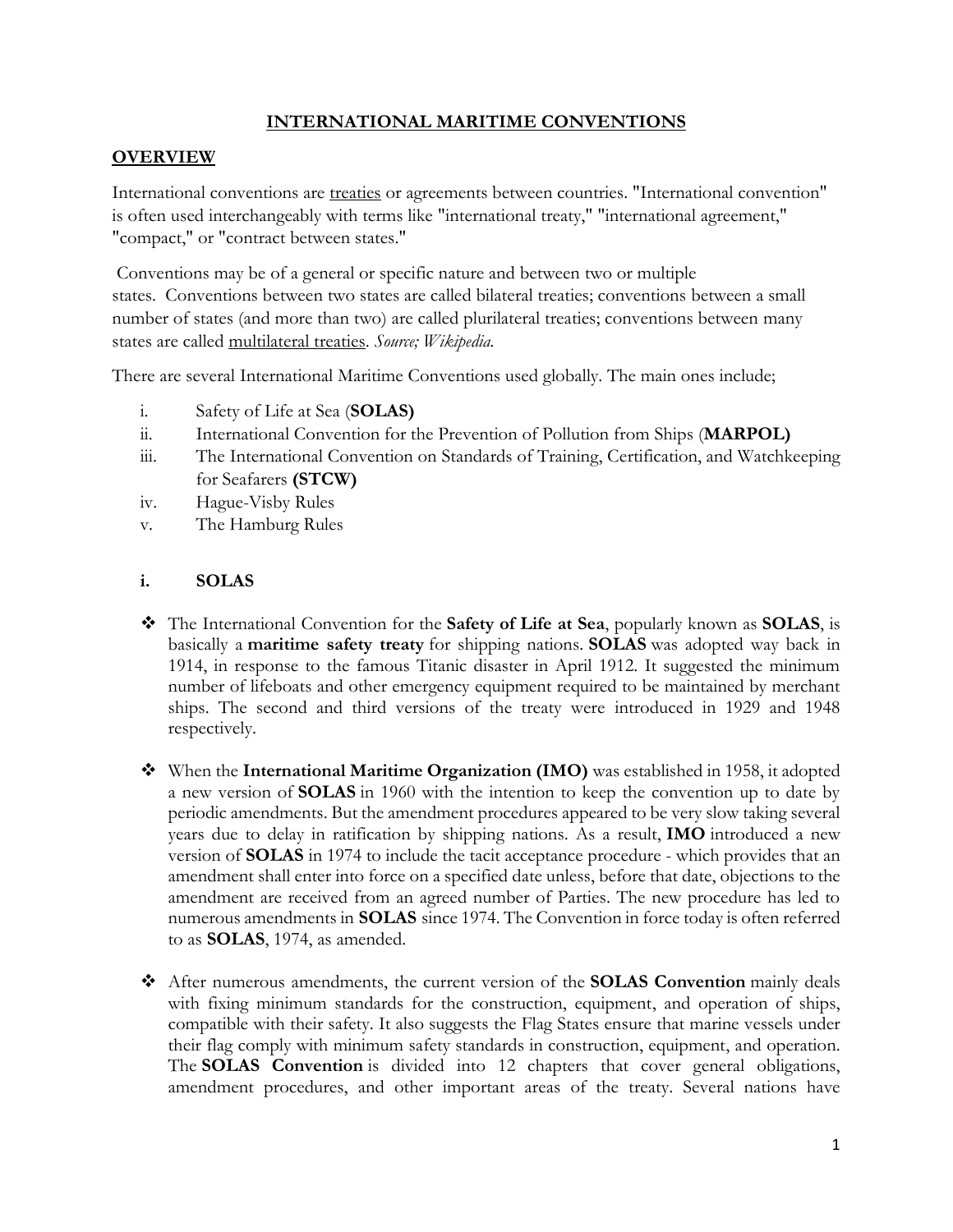# INTERNATIONAL MARITIME CONVENTIONS

## OVERVIEW

International conventions are treaties or agreements between countries. "International convention" is often used interchangeably with terms like "international treaty," "international agreement," "compact," or "contract between states."

Conventions may be of a general or specific nature and between two or multiple states. Conventions between two states are called bilateral treaties; conventions between a small number of states (and more than two) are called plurilateral treaties; conventions between many states are called multilateral treaties. *Source; Wikipedia.*

There are several International Maritime Conventions used globally. The main ones include;

i. Safety of Life at Sea (**SOLAS)**
ii. International Convention for the Prevention of Pollution from Ships (**MARPOL)**
iii. The International Convention on Standards of Training, Certification, and Watchkeeping for Seafarers **(STCW)**
iv. Hague-Visby Rules
v. The Hamburg Rules

### i. SOLAS

- The International Convention for the **Safety of Life at Sea**, popularly known as **SOLAS**, is basically a **maritime safety treaty** for shipping nations. **SOLAS** was adopted way back in 1914, in response to the famous Titanic disaster in April 1912. It suggested the minimum number of lifeboats and other emergency equipment required to be maintained by merchant ships. The second and third versions of the treaty were introduced in 1929 and 1948 respectively.

- When the **International Maritime Organization (IMO)** was established in 1958, it adopted a new version of **SOLAS** in 1960 with the intention to keep the convention up to date by periodic amendments. But the amendment procedures appeared to be very slow taking several years due to delay in ratification by shipping nations. As a result, **IMO** introduced a new version of **SOLAS** in 1974 to include the tacit acceptance procedure - which provides that an amendment shall enter into force on a specified date unless, before that date, objections to the amendment are received from an agreed number of Parties. The new procedure has led to numerous amendments in **SOLAS** since 1974. The Convention in force today is often referred to as **SOLAS**, 1974, as amended.

- After numerous amendments, the current version of the **SOLAS Convention** mainly deals with fixing minimum standards for the construction, equipment, and operation of ships, compatible with their safety. It also suggests the Flag States ensure that marine vessels under their flag comply with minimum safety standards in construction, equipment, and operation. The **SOLAS Convention** is divided into 12 chapters that cover general obligations, amendment procedures, and other important areas of the treaty. Several nations have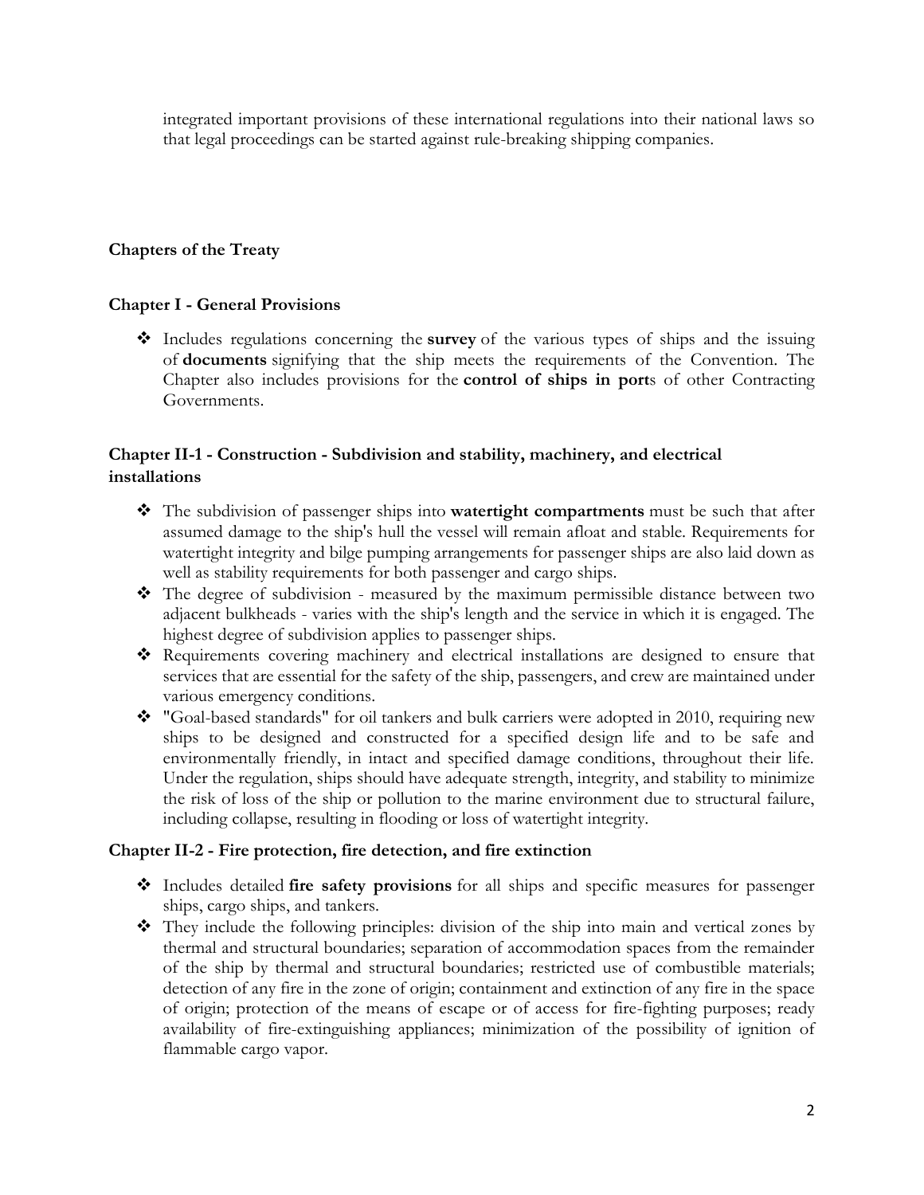integrated important provisions of these international regulations into their national laws so that legal proceedings can be started against rule-breaking shipping companies.

**Chapters of the Treaty**

**Chapter I - General Provisions**

- Includes regulations concerning the **survey** of the various types of ships and the issuing of **documents** signifying that the ship meets the requirements of the Convention. The Chapter also includes provisions for the **control of ships in port**s of other Contracting Governments.

**Chapter II-1 - Construction - Subdivision and stability, machinery, and electrical installations**

- The subdivision of passenger ships into **watertight compartments** must be such that after assumed damage to the ship's hull the vessel will remain afloat and stable. Requirements for watertight integrity and bilge pumping arrangements for passenger ships are also laid down as well as stability requirements for both passenger and cargo ships.
- The degree of subdivision - measured by the maximum permissible distance between two adjacent bulkheads - varies with the ship's length and the service in which it is engaged. The highest degree of subdivision applies to passenger ships.
- Requirements covering machinery and electrical installations are designed to ensure that services that are essential for the safety of the ship, passengers, and crew are maintained under various emergency conditions.
- "Goal-based standards" for oil tankers and bulk carriers were adopted in 2010, requiring new ships to be designed and constructed for a specified design life and to be safe and environmentally friendly, in intact and specified damage conditions, throughout their life. Under the regulation, ships should have adequate strength, integrity, and stability to minimize the risk of loss of the ship or pollution to the marine environment due to structural failure, including collapse, resulting in flooding or loss of watertight integrity.

**Chapter II-2 - Fire protection, fire detection, and fire extinction**

- Includes detailed **fire safety provisions** for all ships and specific measures for passenger ships, cargo ships, and tankers.
- They include the following principles: division of the ship into main and vertical zones by thermal and structural boundaries; separation of accommodation spaces from the remainder of the ship by thermal and structural boundaries; restricted use of combustible materials; detection of any fire in the zone of origin; containment and extinction of any fire in the space of origin; protection of the means of escape or of access for fire-fighting purposes; ready availability of fire-extinguishing appliances; minimization of the possibility of ignition of flammable cargo vapor.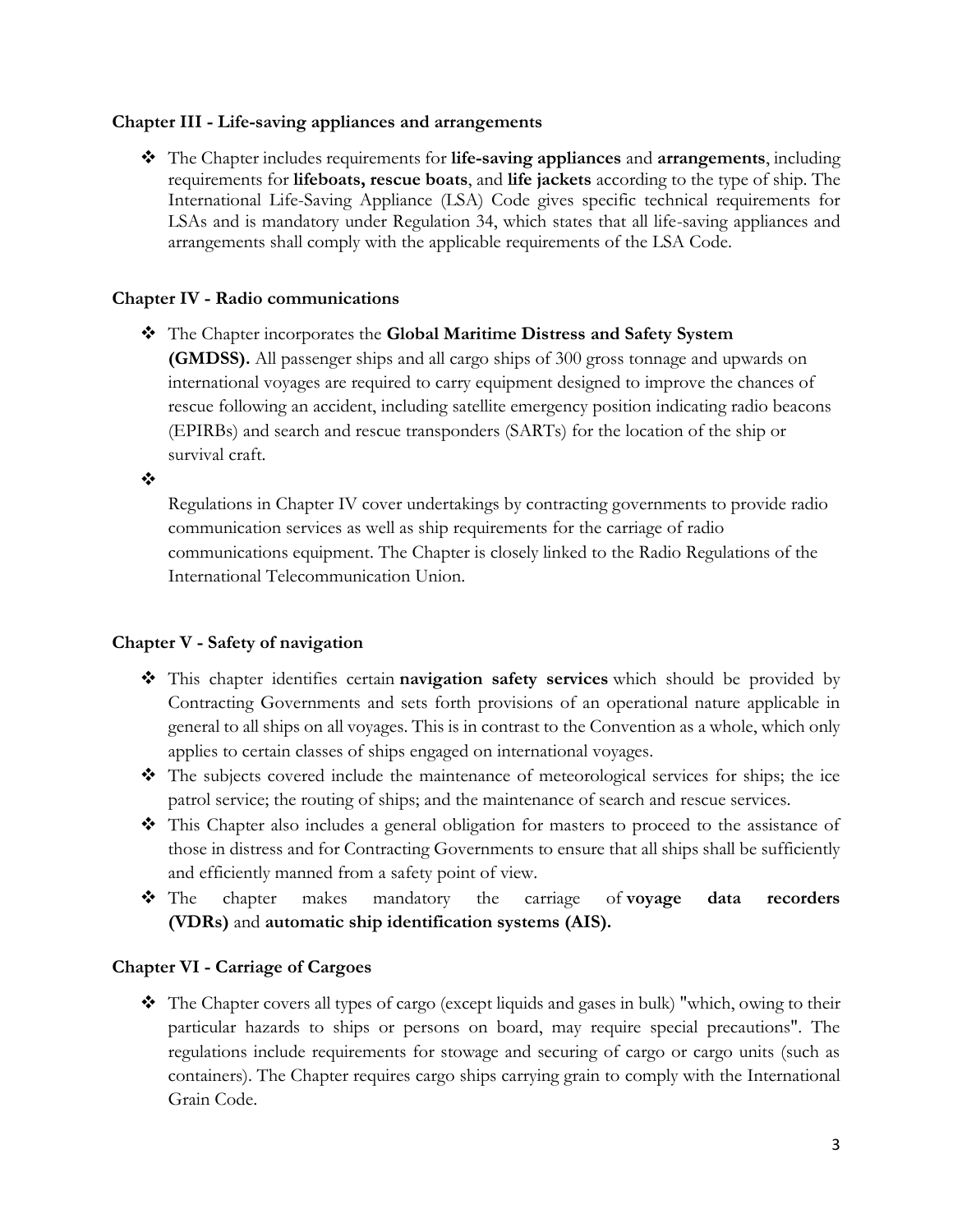**Chapter III - Life-saving appliances and arrangements**

- The Chapter includes requirements for **life-saving appliances** and **arrangements**, including requirements for **lifeboats, rescue boats**, and **life jackets** according to the type of ship. The International Life-Saving Appliance (LSA) Code gives specific technical requirements for LSAs and is mandatory under Regulation 34, which states that all life-saving appliances and arrangements shall comply with the applicable requirements of the LSA Code.

**Chapter IV - Radio communications**

- The Chapter incorporates the **Global Maritime Distress and Safety System (GMDSS).** All passenger ships and all cargo ships of 300 gross tonnage and upwards on international voyages are required to carry equipment designed to improve the chances of rescue following an accident, including satellite emergency position indicating radio beacons (EPIRBs) and search and rescue transponders (SARTs) for the location of the ship or survival craft.
- Regulations in Chapter IV cover undertakings by contracting governments to provide radio communication services as well as ship requirements for the carriage of radio communications equipment. The Chapter is closely linked to the Radio Regulations of the International Telecommunication Union.

**Chapter V - Safety of navigation**

- This chapter identifies certain **navigation safety services** which should be provided by Contracting Governments and sets forth provisions of an operational nature applicable in general to all ships on all voyages. This is in contrast to the Convention as a whole, which only applies to certain classes of ships engaged on international voyages.
- The subjects covered include the maintenance of meteorological services for ships; the ice patrol service; the routing of ships; and the maintenance of search and rescue services.
- This Chapter also includes a general obligation for masters to proceed to the assistance of those in distress and for Contracting Governments to ensure that all ships shall be sufficiently and efficiently manned from a safety point of view.
- The chapter makes mandatory the carriage of **voyage data recorders (VDRs)** and **automatic ship identification systems (AIS).**

**Chapter VI - Carriage of Cargoes**

- The Chapter covers all types of cargo (except liquids and gases in bulk) "which, owing to their particular hazards to ships or persons on board, may require special precautions". The regulations include requirements for stowage and securing of cargo or cargo units (such as containers). The Chapter requires cargo ships carrying grain to comply with the International Grain Code.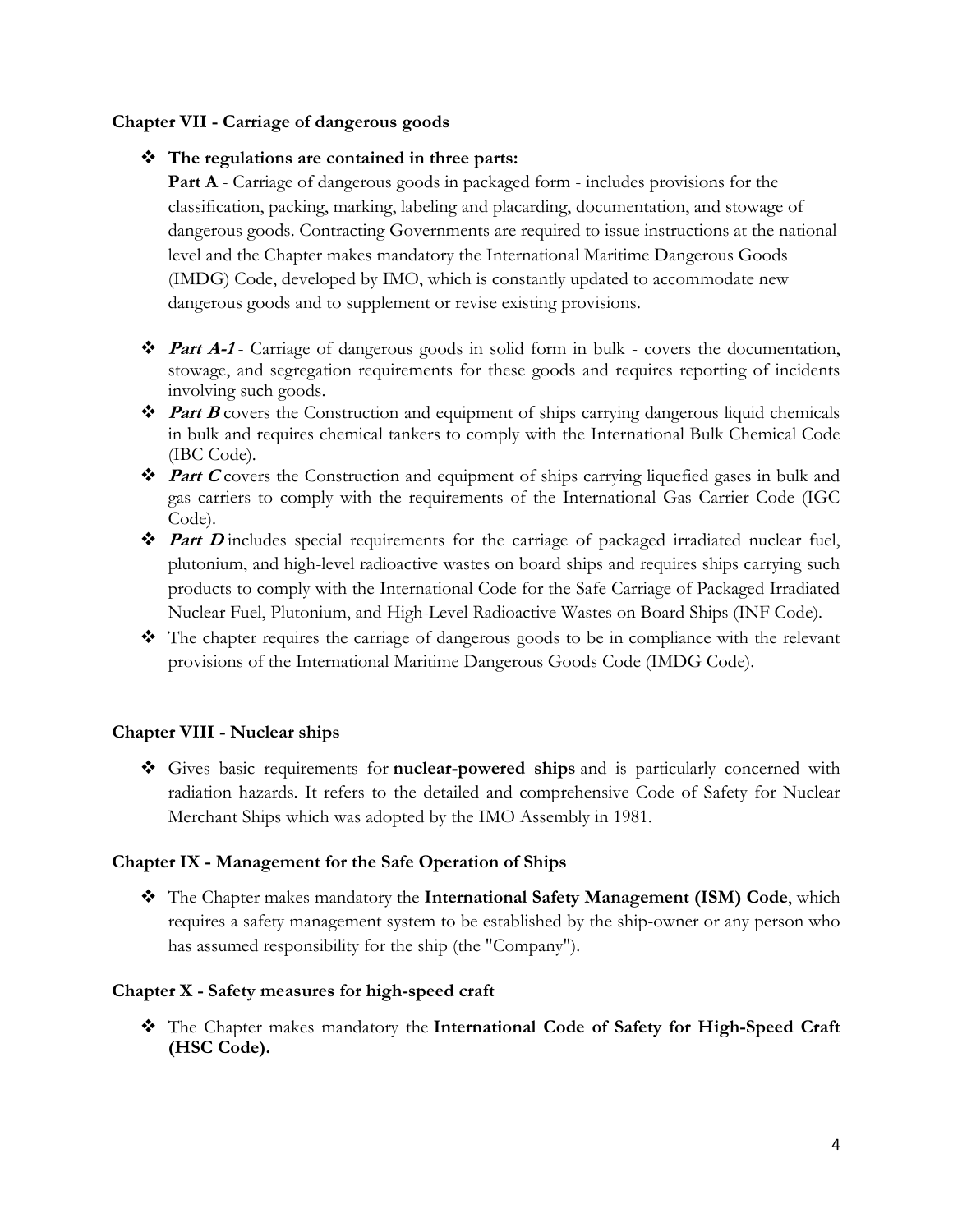**Chapter VII - Carriage of dangerous goods**

- **The regulations are contained in three parts:**
  **Part A** - Carriage of dangerous goods in packaged form - includes provisions for the classification, packing, marking, labeling and placarding, documentation, and stowage of dangerous goods. Contracting Governments are required to issue instructions at the national level and the Chapter makes mandatory the International Maritime Dangerous Goods (IMDG) Code, developed by IMO, which is constantly updated to accommodate new dangerous goods and to supplement or revise existing provisions.

- ***Part A-1*** - Carriage of dangerous goods in solid form in bulk - covers the documentation, stowage, and segregation requirements for these goods and requires reporting of incidents involving such goods.
- ***Part B*** covers the Construction and equipment of ships carrying dangerous liquid chemicals in bulk and requires chemical tankers to comply with the International Bulk Chemical Code (IBC Code).
- ***Part C*** covers the Construction and equipment of ships carrying liquefied gases in bulk and gas carriers to comply with the requirements of the International Gas Carrier Code (IGC Code).
- ***Part D*** includes special requirements for the carriage of packaged irradiated nuclear fuel, plutonium, and high-level radioactive wastes on board ships and requires ships carrying such products to comply with the International Code for the Safe Carriage of Packaged Irradiated Nuclear Fuel, Plutonium, and High-Level Radioactive Wastes on Board Ships (INF Code).
- The chapter requires the carriage of dangerous goods to be in compliance with the relevant provisions of the International Maritime Dangerous Goods Code (IMDG Code).

**Chapter VIII - Nuclear ships**

- Gives basic requirements for **nuclear-powered ships** and is particularly concerned with radiation hazards. It refers to the detailed and comprehensive Code of Safety for Nuclear Merchant Ships which was adopted by the IMO Assembly in 1981.

**Chapter IX - Management for the Safe Operation of Ships**

- The Chapter makes mandatory the **International Safety Management (ISM) Code**, which requires a safety management system to be established by the ship-owner or any person who has assumed responsibility for the ship (the "Company").

**Chapter X - Safety measures for high-speed craft**

- The Chapter makes mandatory the **International Code of Safety for High-Speed Craft (HSC Code).**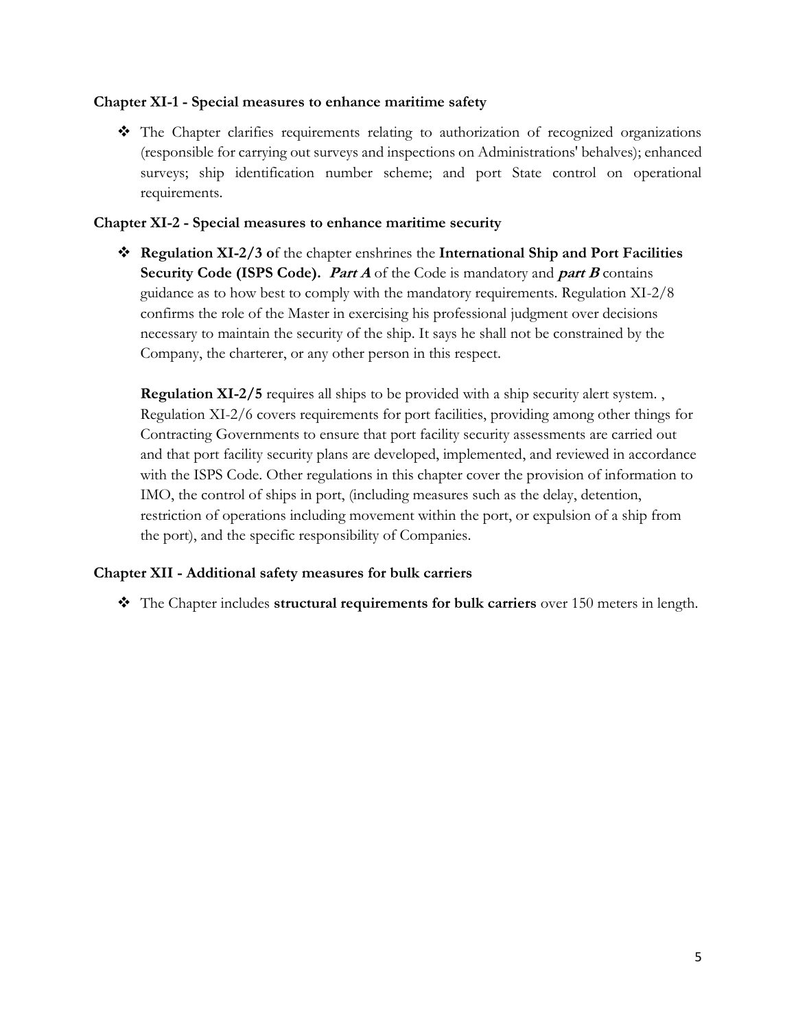**Chapter XI-1 - Special measures to enhance maritime safety**

- The Chapter clarifies requirements relating to authorization of recognized organizations (responsible for carrying out surveys and inspections on Administrations' behalves); enhanced surveys; ship identification number scheme; and port State control on operational requirements.

**Chapter XI-2 - Special measures to enhance maritime security**

- **Regulation XI-2/3 o**f the chapter enshrines the **International Ship and Port Facilities Security Code (ISPS Code).** ***Part A*** of the Code is mandatory and ***part B*** contains guidance as to how best to comply with the mandatory requirements. Regulation XI-2/8 confirms the role of the Master in exercising his professional judgment over decisions necessary to maintain the security of the ship. It says he shall not be constrained by the Company, the charterer, or any other person in this respect.

  **Regulation XI-2/5** requires all ships to be provided with a ship security alert system. , Regulation XI-2/6 covers requirements for port facilities, providing among other things for Contracting Governments to ensure that port facility security assessments are carried out and that port facility security plans are developed, implemented, and reviewed in accordance with the ISPS Code. Other regulations in this chapter cover the provision of information to IMO, the control of ships in port, (including measures such as the delay, detention, restriction of operations including movement within the port, or expulsion of a ship from the port), and the specific responsibility of Companies.

**Chapter XII - Additional safety measures for bulk carriers**

- The Chapter includes **structural requirements for bulk carriers** over 150 meters in length.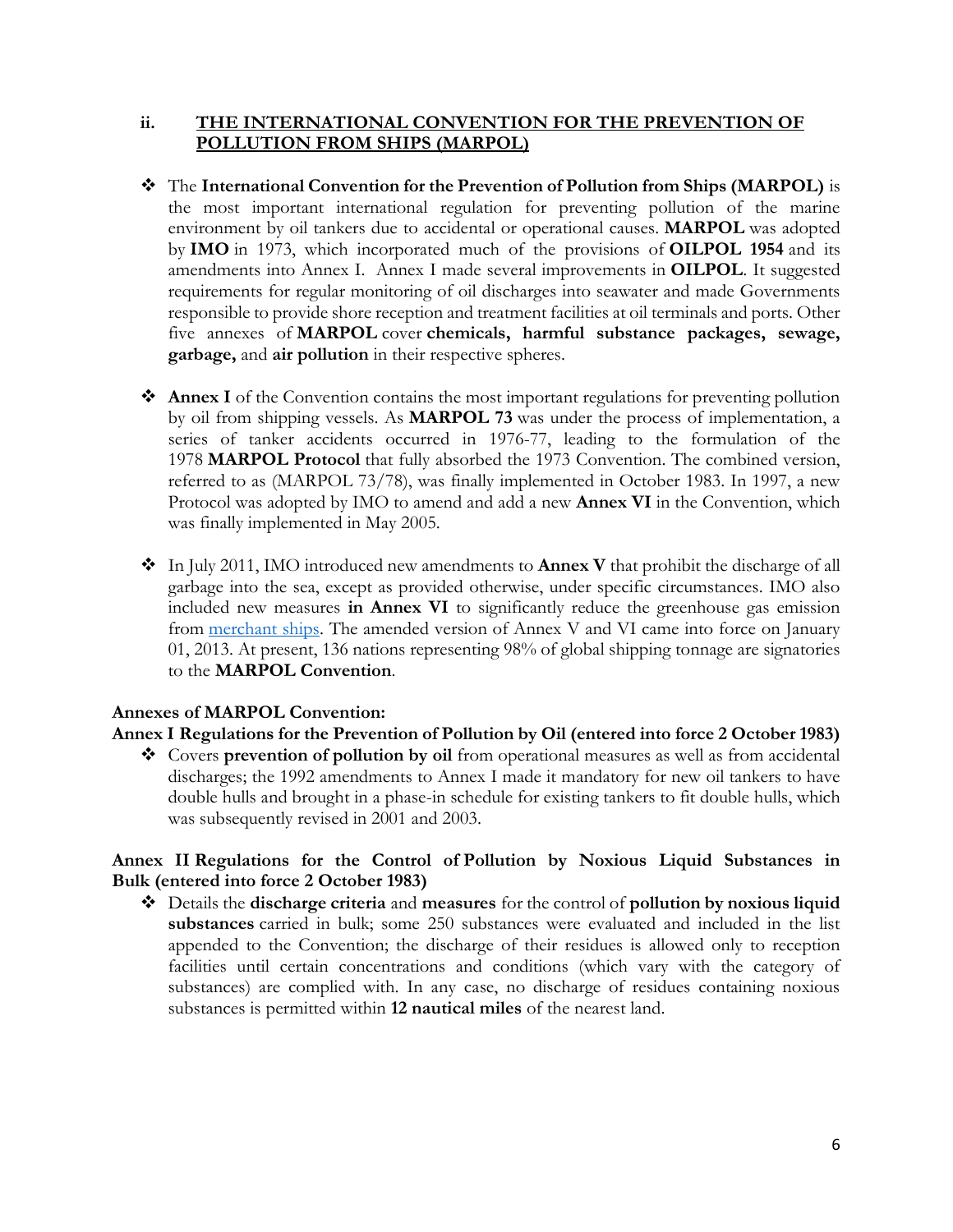## ii. THE INTERNATIONAL CONVENTION FOR THE PREVENTION OF POLLUTION FROM SHIPS (MARPOL)

- The **International Convention for the Prevention of Pollution from Ships (MARPOL)** is the most important international regulation for preventing pollution of the marine environment by oil tankers due to accidental or operational causes. **MARPOL** was adopted by **IMO** in 1973, which incorporated much of the provisions of **OILPOL 1954** and its amendments into Annex I. Annex I made several improvements in **OILPOL**. It suggested requirements for regular monitoring of oil discharges into seawater and made Governments responsible to provide shore reception and treatment facilities at oil terminals and ports. Other five annexes of **MARPOL** cover **chemicals, harmful substance packages, sewage, garbage,** and **air pollution** in their respective spheres.

- **Annex I** of the Convention contains the most important regulations for preventing pollution by oil from shipping vessels. As **MARPOL 73** was under the process of implementation, a series of tanker accidents occurred in 1976-77, leading to the formulation of the 1978 **MARPOL Protocol** that fully absorbed the 1973 Convention. The combined version, referred to as (MARPOL 73/78), was finally implemented in October 1983. In 1997, a new Protocol was adopted by IMO to amend and add a new **Annex VI** in the Convention, which was finally implemented in May 2005.

- In July 2011, IMO introduced new amendments to **Annex V** that prohibit the discharge of all garbage into the sea, except as provided otherwise, under specific circumstances. IMO also included new measures **in Annex VI** to significantly reduce the greenhouse gas emission from [merchant ships](). The amended version of Annex V and VI came into force on January 01, 2013. At present, 136 nations representing 98% of global shipping tonnage are signatories to the **MARPOL Convention**.

### Annexes of MARPOL Convention:

#### Annex I Regulations for the Prevention of Pollution by Oil (entered into force 2 October 1983)

- Covers **prevention of pollution by oil** from operational measures as well as from accidental discharges; the 1992 amendments to Annex I made it mandatory for new oil tankers to have double hulls and brought in a phase-in schedule for existing tankers to fit double hulls, which was subsequently revised in 2001 and 2003.

#### Annex II Regulations for the Control of Pollution by Noxious Liquid Substances in Bulk (entered into force 2 October 1983)

- Details the **discharge criteria** and **measures** for the control of **pollution by noxious liquid substances** carried in bulk; some 250 substances were evaluated and included in the list appended to the Convention; the discharge of their residues is allowed only to reception facilities until certain concentrations and conditions (which vary with the category of substances) are complied with. In any case, no discharge of residues containing noxious substances is permitted within **12 nautical miles** of the nearest land.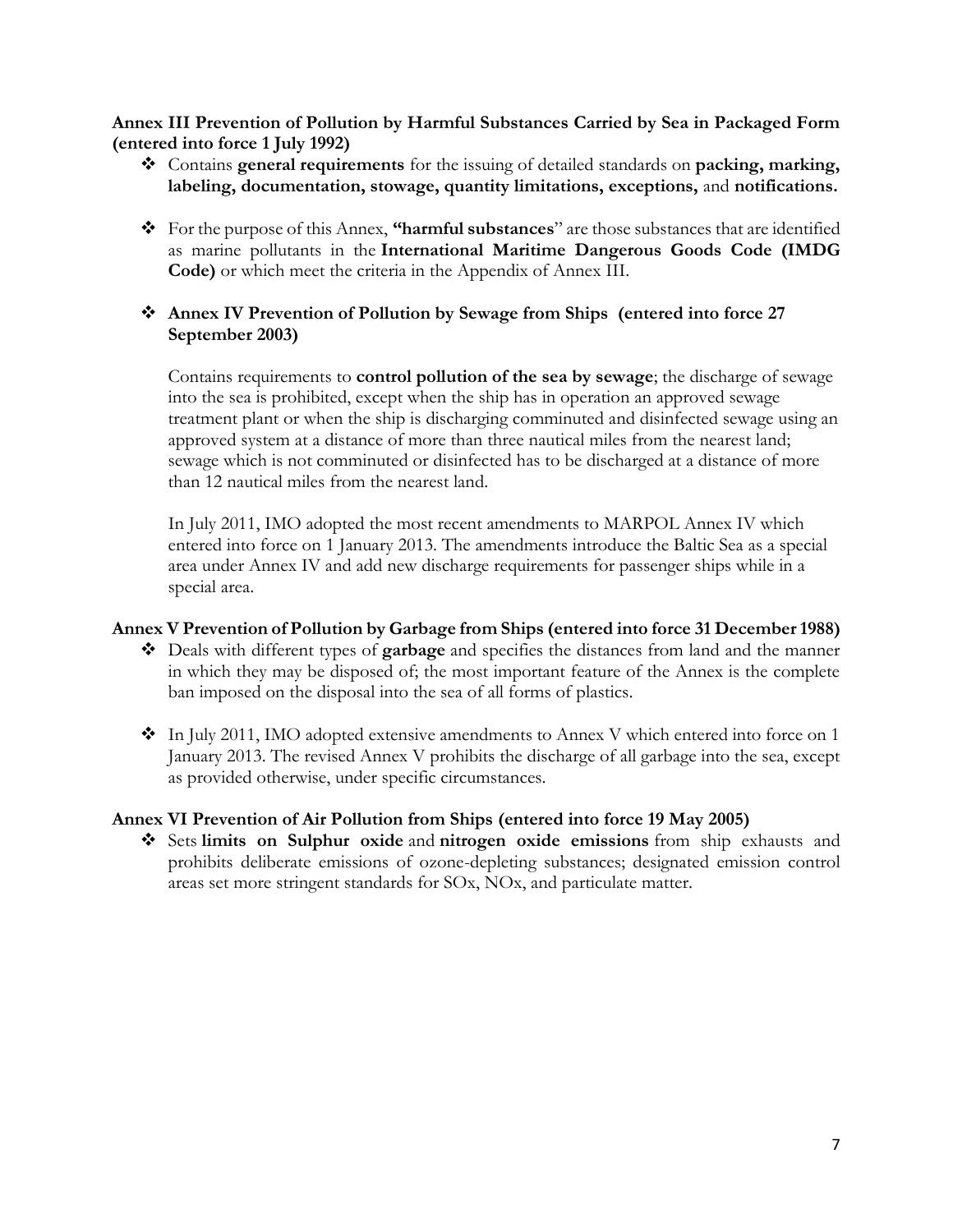**Annex III Prevention of Pollution by Harmful Substances Carried by Sea in Packaged Form (entered into force 1 July 1992)**

- Contains **general requirements** for the issuing of detailed standards on **packing, marking, labeling, documentation, stowage, quantity limitations, exceptions,** and **notifications.**

- For the purpose of this Annex, **"harmful substances"** are those substances that are identified as marine pollutants in the **International Maritime Dangerous Goods Code (IMDG Code)** or which meet the criteria in the Appendix of Annex III.

- **Annex IV Prevention of Pollution by Sewage from Ships (entered into force 27 September 2003)**

  Contains requirements to **control pollution of the sea by sewage**; the discharge of sewage into the sea is prohibited, except when the ship has in operation an approved sewage treatment plant or when the ship is discharging comminuted and disinfected sewage using an approved system at a distance of more than three nautical miles from the nearest land; sewage which is not comminuted or disinfected has to be discharged at a distance of more than 12 nautical miles from the nearest land.

  In July 2011, IMO adopted the most recent amendments to MARPOL Annex IV which entered into force on 1 January 2013. The amendments introduce the Baltic Sea as a special area under Annex IV and add new discharge requirements for passenger ships while in a special area.

**Annex V Prevention of Pollution by Garbage from Ships (entered into force 31 December 1988)**

- Deals with different types of **garbage** and specifies the distances from land and the manner in which they may be disposed of; the most important feature of the Annex is the complete ban imposed on the disposal into the sea of all forms of plastics.

- In July 2011, IMO adopted extensive amendments to Annex V which entered into force on 1 January 2013. The revised Annex V prohibits the discharge of all garbage into the sea, except as provided otherwise, under specific circumstances.

**Annex VI Prevention of Air Pollution from Ships (entered into force 19 May 2005)**

- Sets **limits on Sulphur oxide** and **nitrogen oxide emissions** from ship exhausts and prohibits deliberate emissions of ozone-depleting substances; designated emission control areas set more stringent standards for SOx, NOx, and particulate matter.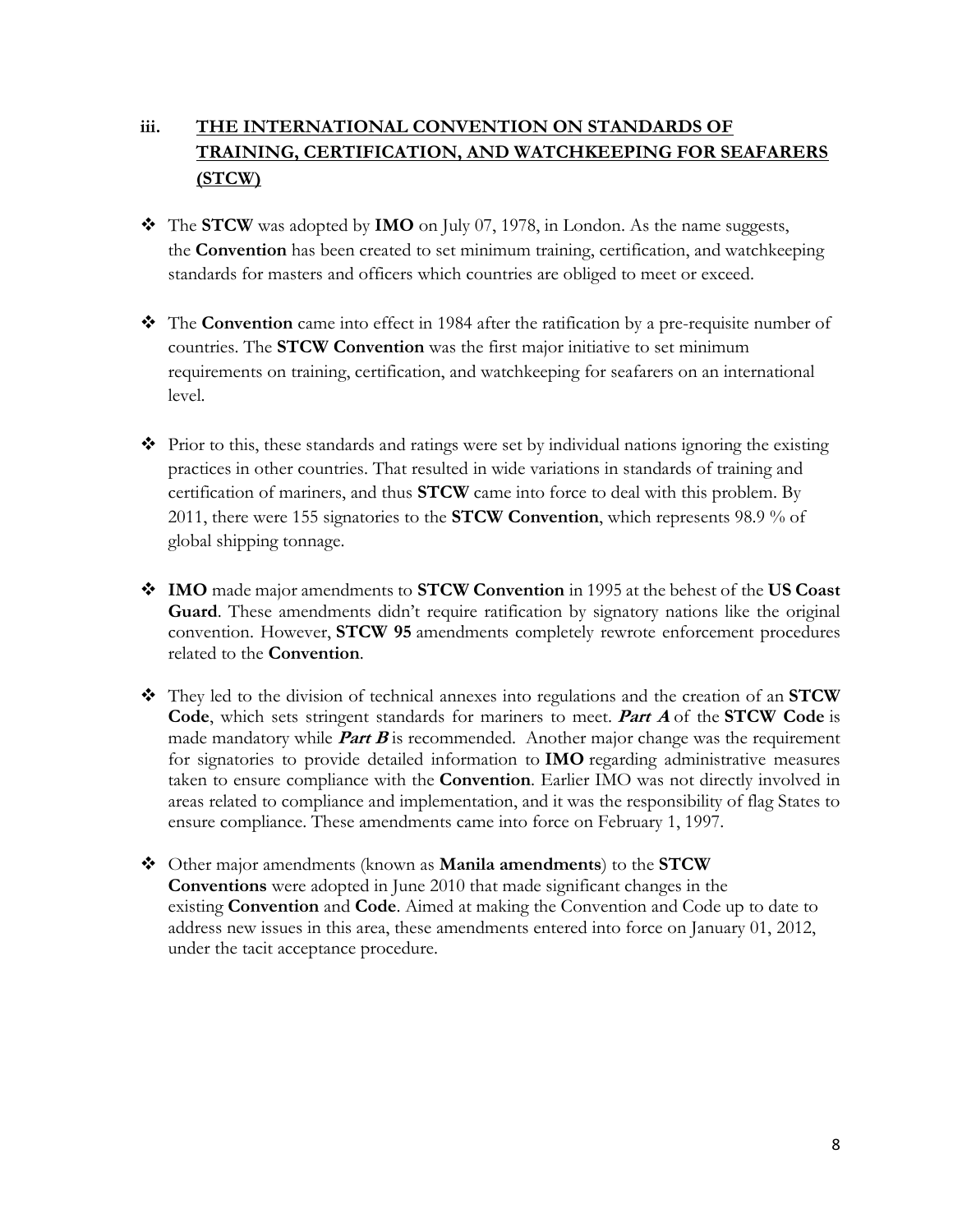### iii. THE INTERNATIONAL CONVENTION ON STANDARDS OF TRAINING, CERTIFICATION, AND WATCHKEEPING FOR SEAFARERS (STCW)

- The **STCW** was adopted by **IMO** on July 07, 1978, in London. As the name suggests, the **Convention** has been created to set minimum training, certification, and watchkeeping standards for masters and officers which countries are obliged to meet or exceed.

- The **Convention** came into effect in 1984 after the ratification by a pre-requisite number of countries. The **STCW Convention** was the first major initiative to set minimum requirements on training, certification, and watchkeeping for seafarers on an international level.

- Prior to this, these standards and ratings were set by individual nations ignoring the existing practices in other countries. That resulted in wide variations in standards of training and certification of mariners, and thus **STCW** came into force to deal with this problem. By 2011, there were 155 signatories to the **STCW Convention**, which represents 98.9 % of global shipping tonnage.

- **IMO** made major amendments to **STCW Convention** in 1995 at the behest of the **US Coast Guard**. These amendments didn't require ratification by signatory nations like the original convention. However, **STCW 95** amendments completely rewrote enforcement procedures related to the **Convention**.

- They led to the division of technical annexes into regulations and the creation of an **STCW Code**, which sets stringent standards for mariners to meet. ***Part A*** of the **STCW Code** is made mandatory while ***Part B*** is recommended. Another major change was the requirement for signatories to provide detailed information to **IMO** regarding administrative measures taken to ensure compliance with the **Convention**. Earlier IMO was not directly involved in areas related to compliance and implementation, and it was the responsibility of flag States to ensure compliance. These amendments came into force on February 1, 1997.

- Other major amendments (known as **Manila amendments**) to the **STCW Conventions** were adopted in June 2010 that made significant changes in the existing **Convention** and **Code**. Aimed at making the Convention and Code up to date to address new issues in this area, these amendments entered into force on January 01, 2012, under the tacit acceptance procedure.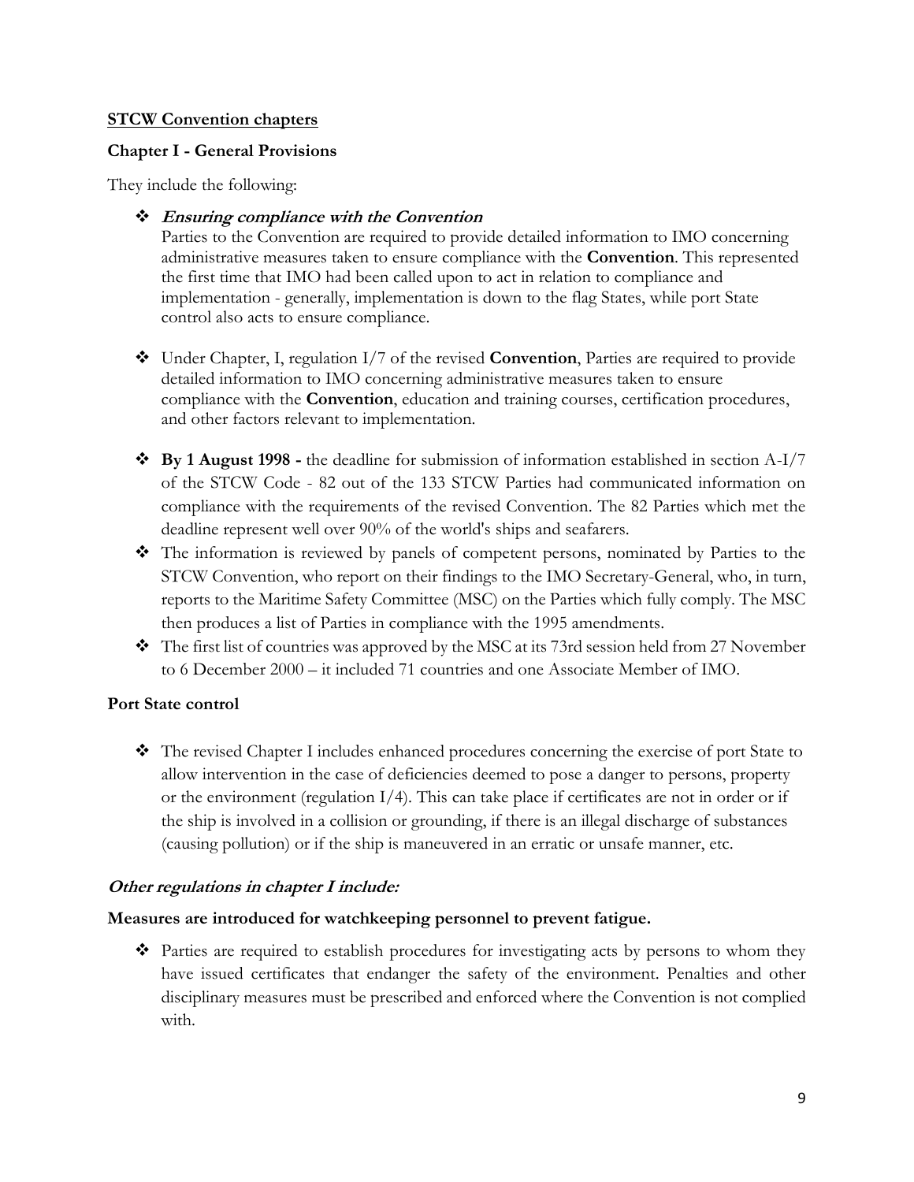**STCW Convention chapters**

**Chapter I - General Provisions**

They include the following:

- ***Ensuring compliance with the Convention***
  Parties to the Convention are required to provide detailed information to IMO concerning administrative measures taken to ensure compliance with the **Convention**. This represented the first time that IMO had been called upon to act in relation to compliance and implementation - generally, implementation is down to the flag States, while port State control also acts to ensure compliance.

- Under Chapter, I, regulation I/7 of the revised **Convention**, Parties are required to provide detailed information to IMO concerning administrative measures taken to ensure compliance with the **Convention**, education and training courses, certification procedures, and other factors relevant to implementation.

- **By 1 August 1998 -** the deadline for submission of information established in section A-I/7 of the STCW Code - 82 out of the 133 STCW Parties had communicated information on compliance with the requirements of the revised Convention. The 82 Parties which met the deadline represent well over 90% of the world's ships and seafarers.
- The information is reviewed by panels of competent persons, nominated by Parties to the STCW Convention, who report on their findings to the IMO Secretary-General, who, in turn, reports to the Maritime Safety Committee (MSC) on the Parties which fully comply. The MSC then produces a list of Parties in compliance with the 1995 amendments.
- The first list of countries was approved by the MSC at its 73rd session held from 27 November to 6 December 2000 – it included 71 countries and one Associate Member of IMO.

**Port State control**

- The revised Chapter I includes enhanced procedures concerning the exercise of port State to allow intervention in the case of deficiencies deemed to pose a danger to persons, property or the environment (regulation I/4). This can take place if certificates are not in order or if the ship is involved in a collision or grounding, if there is an illegal discharge of substances (causing pollution) or if the ship is maneuvered in an erratic or unsafe manner, etc.

***Other regulations in chapter I include:***

**Measures are introduced for watchkeeping personnel to prevent fatigue.**

- Parties are required to establish procedures for investigating acts by persons to whom they have issued certificates that endanger the safety of the environment. Penalties and other disciplinary measures must be prescribed and enforced where the Convention is not complied with.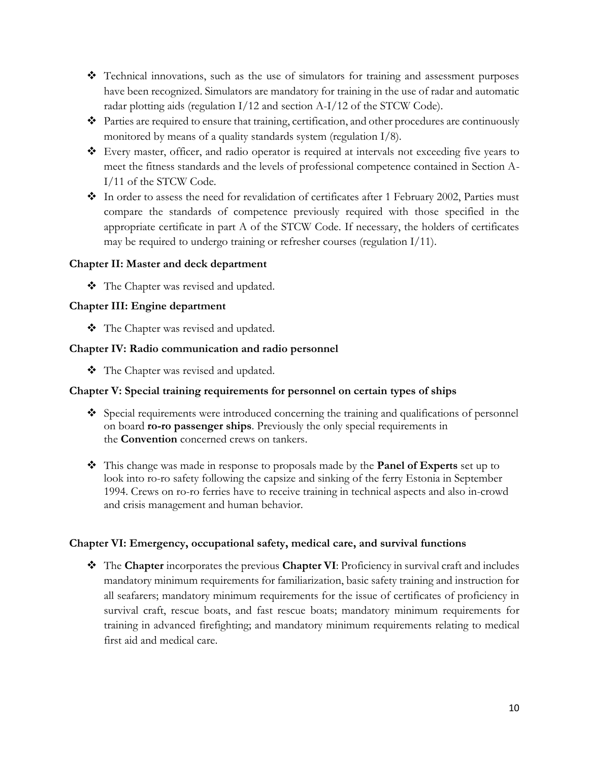- Technical innovations, such as the use of simulators for training and assessment purposes have been recognized. Simulators are mandatory for training in the use of radar and automatic radar plotting aids (regulation I/12 and section A-I/12 of the STCW Code).
- Parties are required to ensure that training, certification, and other procedures are continuously monitored by means of a quality standards system (regulation I/8).
- Every master, officer, and radio operator is required at intervals not exceeding five years to meet the fitness standards and the levels of professional competence contained in Section A-I/11 of the STCW Code.
- In order to assess the need for revalidation of certificates after 1 February 2002, Parties must compare the standards of competence previously required with those specified in the appropriate certificate in part A of the STCW Code. If necessary, the holders of certificates may be required to undergo training or refresher courses (regulation I/11).

**Chapter II: Master and deck department**

- The Chapter was revised and updated.

**Chapter III: Engine department**

- The Chapter was revised and updated.

**Chapter IV: Radio communication and radio personnel**

- The Chapter was revised and updated.

**Chapter V: Special training requirements for personnel on certain types of ships**

- Special requirements were introduced concerning the training and qualifications of personnel on board **ro-ro passenger ships**. Previously the only special requirements in the **Convention** concerned crews on tankers.
- This change was made in response to proposals made by the **Panel of Experts** set up to look into ro-ro safety following the capsize and sinking of the ferry Estonia in September 1994. Crews on ro-ro ferries have to receive training in technical aspects and also in-crowd and crisis management and human behavior.

**Chapter VI: Emergency, occupational safety, medical care, and survival functions**

- The **Chapter** incorporates the previous **Chapter VI**: Proficiency in survival craft and includes mandatory minimum requirements for familiarization, basic safety training and instruction for all seafarers; mandatory minimum requirements for the issue of certificates of proficiency in survival craft, rescue boats, and fast rescue boats; mandatory minimum requirements for training in advanced firefighting; and mandatory minimum requirements relating to medical first aid and medical care.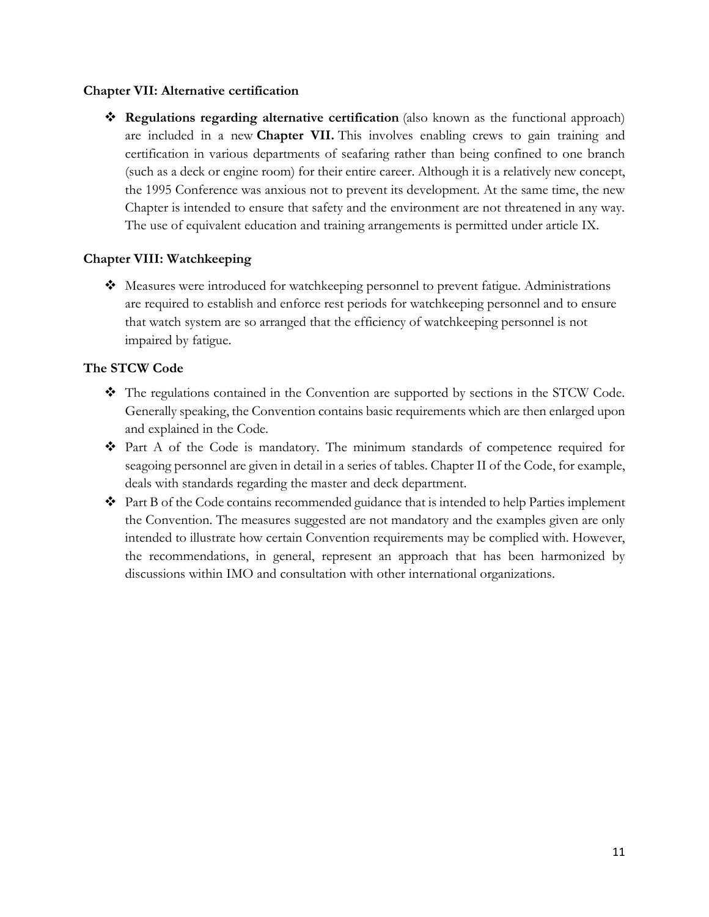### Chapter VII: Alternative certification

- **Regulations regarding alternative certification** (also known as the functional approach) are included in a new **Chapter VII.** This involves enabling crews to gain training and certification in various departments of seafaring rather than being confined to one branch (such as a deck or engine room) for their entire career. Although it is a relatively new concept, the 1995 Conference was anxious not to prevent its development. At the same time, the new Chapter is intended to ensure that safety and the environment are not threatened in any way. The use of equivalent education and training arrangements is permitted under article IX.

### Chapter VIII: Watchkeeping

- Measures were introduced for watchkeeping personnel to prevent fatigue. Administrations are required to establish and enforce rest periods for watchkeeping personnel and to ensure that watch system are so arranged that the efficiency of watchkeeping personnel is not impaired by fatigue.

### The STCW Code

- The regulations contained in the Convention are supported by sections in the STCW Code. Generally speaking, the Convention contains basic requirements which are then enlarged upon and explained in the Code.
- Part A of the Code is mandatory. The minimum standards of competence required for seagoing personnel are given in detail in a series of tables. Chapter II of the Code, for example, deals with standards regarding the master and deck department.
- Part B of the Code contains recommended guidance that is intended to help Parties implement the Convention. The measures suggested are not mandatory and the examples given are only intended to illustrate how certain Convention requirements may be complied with. However, the recommendations, in general, represent an approach that has been harmonized by discussions within IMO and consultation with other international organizations.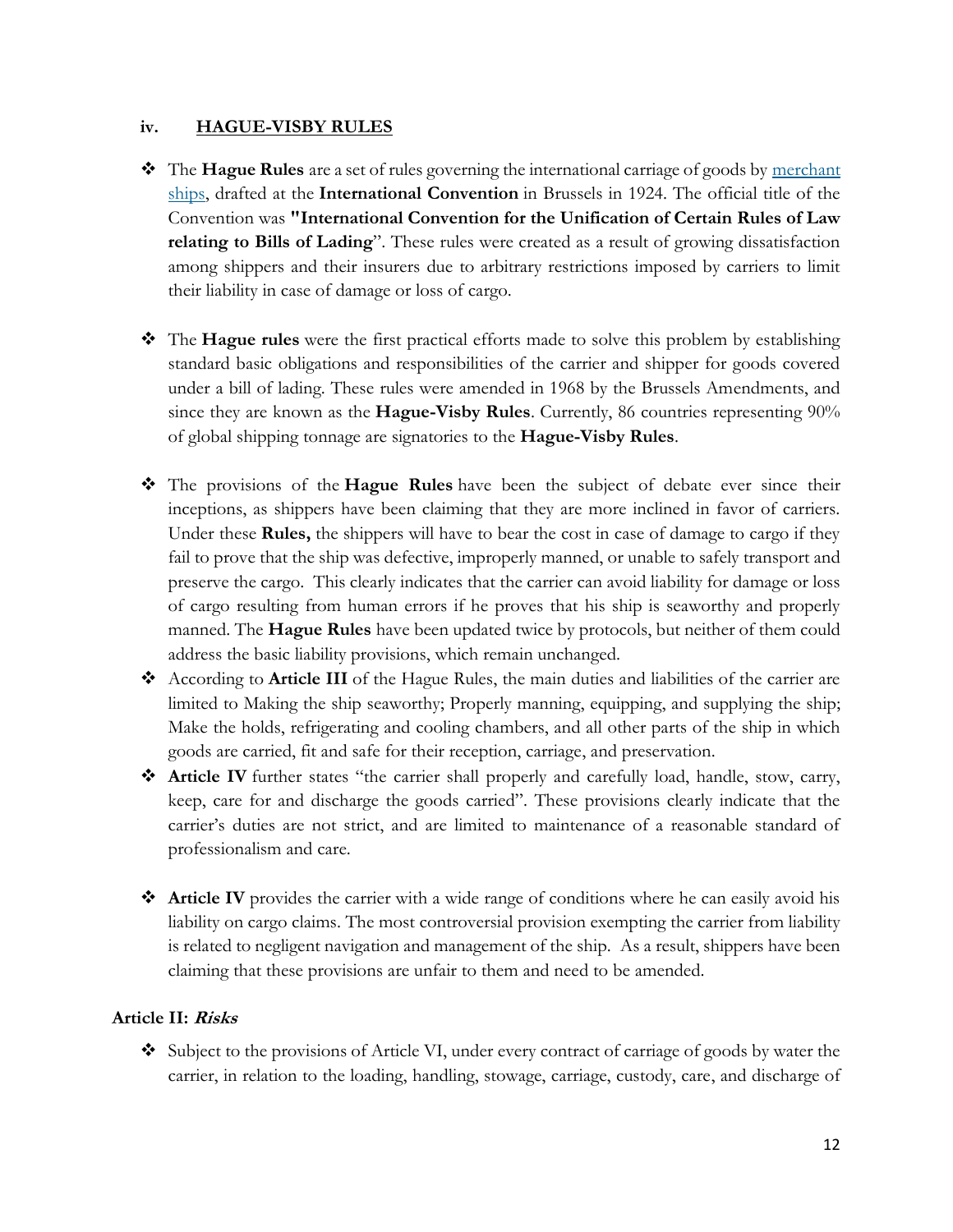### iv. <u>HAGUE-VISBY RULES</u>

- The **Hague Rules** are a set of rules governing the international carriage of goods by merchant ships, drafted at the **International Convention** in Brussels in 1924. The official title of the Convention was **"International Convention for the Unification of Certain Rules of Law relating to Bills of Lading**". These rules were created as a result of growing dissatisfaction among shippers and their insurers due to arbitrary restrictions imposed by carriers to limit their liability in case of damage or loss of cargo.

- The **Hague rules** were the first practical efforts made to solve this problem by establishing standard basic obligations and responsibilities of the carrier and shipper for goods covered under a bill of lading. These rules were amended in 1968 by the Brussels Amendments, and since they are known as the **Hague-Visby Rules**. Currently, 86 countries representing 90% of global shipping tonnage are signatories to the **Hague-Visby Rules**.

- The provisions of the **Hague Rules** have been the subject of debate ever since their inceptions, as shippers have been claiming that they are more inclined in favor of carriers. Under these **Rules,** the shippers will have to bear the cost in case of damage to cargo if they fail to prove that the ship was defective, improperly manned, or unable to safely transport and preserve the cargo. This clearly indicates that the carrier can avoid liability for damage or loss of cargo resulting from human errors if he proves that his ship is seaworthy and properly manned. The **Hague Rules** have been updated twice by protocols, but neither of them could address the basic liability provisions, which remain unchanged.
- According to **Article III** of the Hague Rules, the main duties and liabilities of the carrier are limited to Making the ship seaworthy; Properly manning, equipping, and supplying the ship; Make the holds, refrigerating and cooling chambers, and all other parts of the ship in which goods are carried, fit and safe for their reception, carriage, and preservation.
- **Article IV** further states "the carrier shall properly and carefully load, handle, stow, carry, keep, care for and discharge the goods carried". These provisions clearly indicate that the carrier's duties are not strict, and are limited to maintenance of a reasonable standard of professionalism and care.

- **Article IV** provides the carrier with a wide range of conditions where he can easily avoid his liability on cargo claims. The most controversial provision exempting the carrier from liability is related to negligent navigation and management of the ship. As a result, shippers have been claiming that these provisions are unfair to them and need to be amended.

**Article II: *Risks***

- Subject to the provisions of Article VI, under every contract of carriage of goods by water the carrier, in relation to the loading, handling, stowage, carriage, custody, care, and discharge of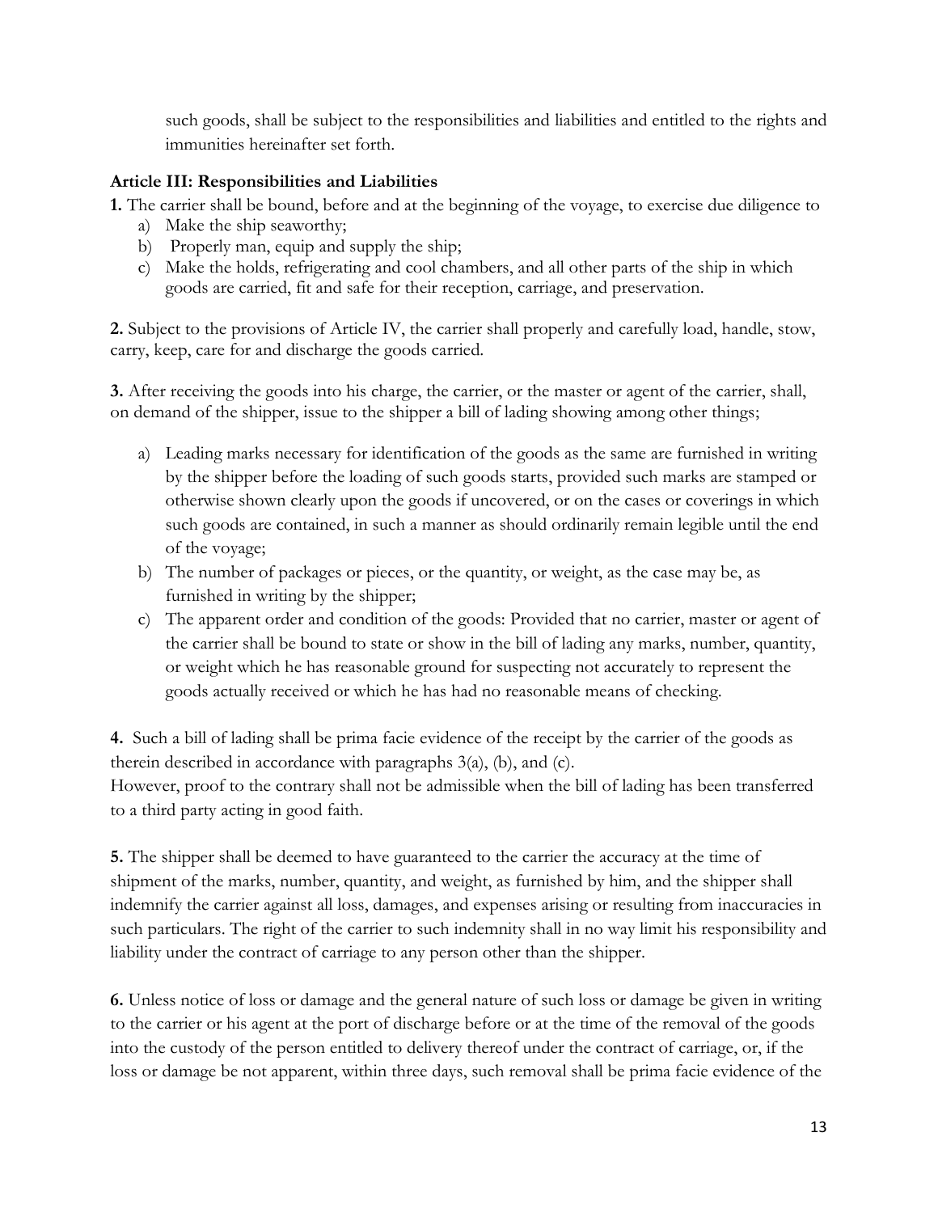such goods, shall be subject to the responsibilities and liabilities and entitled to the rights and immunities hereinafter set forth.

**Article III: Responsibilities and Liabilities**

**1.** The carrier shall be bound, before and at the beginning of the voyage, to exercise due diligence to

a) Make the ship seaworthy;
b) Properly man, equip and supply the ship;
c) Make the holds, refrigerating and cool chambers, and all other parts of the ship in which goods are carried, fit and safe for their reception, carriage, and preservation.

**2.** Subject to the provisions of Article IV, the carrier shall properly and carefully load, handle, stow, carry, keep, care for and discharge the goods carried.

**3.** After receiving the goods into his charge, the carrier, or the master or agent of the carrier, shall, on demand of the shipper, issue to the shipper a bill of lading showing among other things;

a) Leading marks necessary for identification of the goods as the same are furnished in writing by the shipper before the loading of such goods starts, provided such marks are stamped or otherwise shown clearly upon the goods if uncovered, or on the cases or coverings in which such goods are contained, in such a manner as should ordinarily remain legible until the end of the voyage;
b) The number of packages or pieces, or the quantity, or weight, as the case may be, as furnished in writing by the shipper;
c) The apparent order and condition of the goods: Provided that no carrier, master or agent of the carrier shall be bound to state or show in the bill of lading any marks, number, quantity, or weight which he has reasonable ground for suspecting not accurately to represent the goods actually received or which he has had no reasonable means of checking.

**4.** Such a bill of lading shall be prima facie evidence of the receipt by the carrier of the goods as therein described in accordance with paragraphs 3(a), (b), and (c).
However, proof to the contrary shall not be admissible when the bill of lading has been transferred to a third party acting in good faith.

**5.** The shipper shall be deemed to have guaranteed to the carrier the accuracy at the time of shipment of the marks, number, quantity, and weight, as furnished by him, and the shipper shall indemnify the carrier against all loss, damages, and expenses arising or resulting from inaccuracies in such particulars. The right of the carrier to such indemnity shall in no way limit his responsibility and liability under the contract of carriage to any person other than the shipper.

**6.** Unless notice of loss or damage and the general nature of such loss or damage be given in writing to the carrier or his agent at the port of discharge before or at the time of the removal of the goods into the custody of the person entitled to delivery thereof under the contract of carriage, or, if the loss or damage be not apparent, within three days, such removal shall be prima facie evidence of the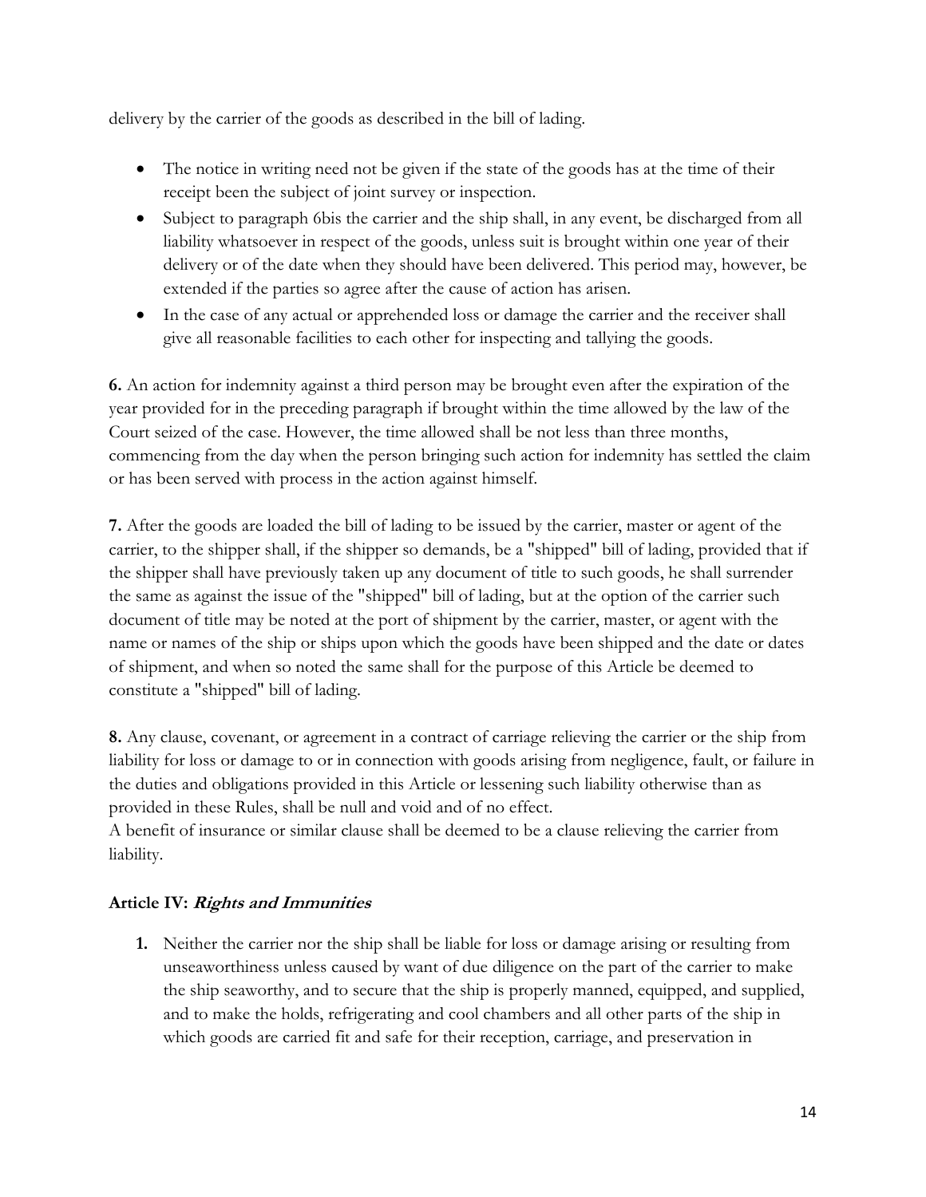delivery by the carrier of the goods as described in the bill of lading.

- The notice in writing need not be given if the state of the goods has at the time of their receipt been the subject of joint survey or inspection.
- Subject to paragraph 6bis the carrier and the ship shall, in any event, be discharged from all liability whatsoever in respect of the goods, unless suit is brought within one year of their delivery or of the date when they should have been delivered. This period may, however, be extended if the parties so agree after the cause of action has arisen.
- In the case of any actual or apprehended loss or damage the carrier and the receiver shall give all reasonable facilities to each other for inspecting and tallying the goods.

**6.** An action for indemnity against a third person may be brought even after the expiration of the year provided for in the preceding paragraph if brought within the time allowed by the law of the Court seized of the case. However, the time allowed shall be not less than three months, commencing from the day when the person bringing such action for indemnity has settled the claim or has been served with process in the action against himself.

**7.** After the goods are loaded the bill of lading to be issued by the carrier, master or agent of the carrier, to the shipper shall, if the shipper so demands, be a "shipped" bill of lading, provided that if the shipper shall have previously taken up any document of title to such goods, he shall surrender the same as against the issue of the "shipped" bill of lading, but at the option of the carrier such document of title may be noted at the port of shipment by the carrier, master, or agent with the name or names of the ship or ships upon which the goods have been shipped and the date or dates of shipment, and when so noted the same shall for the purpose of this Article be deemed to constitute a "shipped" bill of lading.

**8.** Any clause, covenant, or agreement in a contract of carriage relieving the carrier or the ship from liability for loss or damage to or in connection with goods arising from negligence, fault, or failure in the duties and obligations provided in this Article or lessening such liability otherwise than as provided in these Rules, shall be null and void and of no effect.
A benefit of insurance or similar clause shall be deemed to be a clause relieving the carrier from liability.

### Article IV: *Rights and Immunities*

1. Neither the carrier nor the ship shall be liable for loss or damage arising or resulting from unseaworthiness unless caused by want of due diligence on the part of the carrier to make the ship seaworthy, and to secure that the ship is properly manned, equipped, and supplied, and to make the holds, refrigerating and cool chambers and all other parts of the ship in which goods are carried fit and safe for their reception, carriage, and preservation in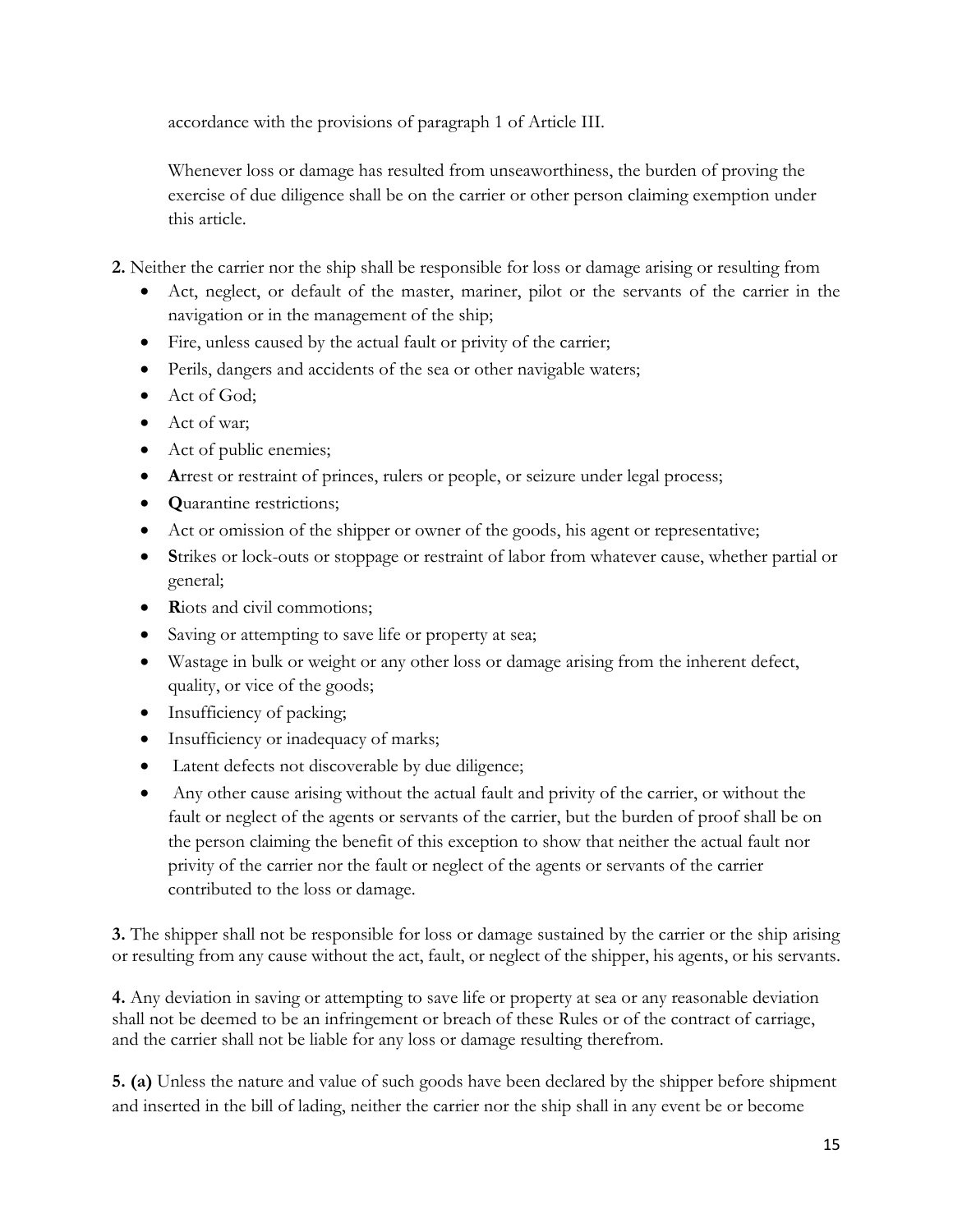accordance with the provisions of paragraph 1 of Article III.

Whenever loss or damage has resulted from unseaworthiness, the burden of proving the exercise of due diligence shall be on the carrier or other person claiming exemption under this article.

**2.** Neither the carrier nor the ship shall be responsible for loss or damage arising or resulting from

- Act, neglect, or default of the master, mariner, pilot or the servants of the carrier in the navigation or in the management of the ship;
- Fire, unless caused by the actual fault or privity of the carrier;
- Perils, dangers and accidents of the sea or other navigable waters;
- Act of God;
- Act of war;
- Act of public enemies;
- **A**rrest or restraint of princes, rulers or people, or seizure under legal process;
- **Q**uarantine restrictions;
- Act or omission of the shipper or owner of the goods, his agent or representative;
- **S**trikes or lock-outs or stoppage or restraint of labor from whatever cause, whether partial or general;
- **R**iots and civil commotions;
- Saving or attempting to save life or property at sea;
- Wastage in bulk or weight or any other loss or damage arising from the inherent defect, quality, or vice of the goods;
- Insufficiency of packing;
- Insufficiency or inadequacy of marks;
- Latent defects not discoverable by due diligence;
- Any other cause arising without the actual fault and privity of the carrier, or without the fault or neglect of the agents or servants of the carrier, but the burden of proof shall be on the person claiming the benefit of this exception to show that neither the actual fault nor privity of the carrier nor the fault or neglect of the agents or servants of the carrier contributed to the loss or damage.

**3.** The shipper shall not be responsible for loss or damage sustained by the carrier or the ship arising or resulting from any cause without the act, fault, or neglect of the shipper, his agents, or his servants.

**4.** Any deviation in saving or attempting to save life or property at sea or any reasonable deviation shall not be deemed to be an infringement or breach of these Rules or of the contract of carriage, and the carrier shall not be liable for any loss or damage resulting therefrom.

**5. (a)** Unless the nature and value of such goods have been declared by the shipper before shipment and inserted in the bill of lading, neither the carrier nor the ship shall in any event be or become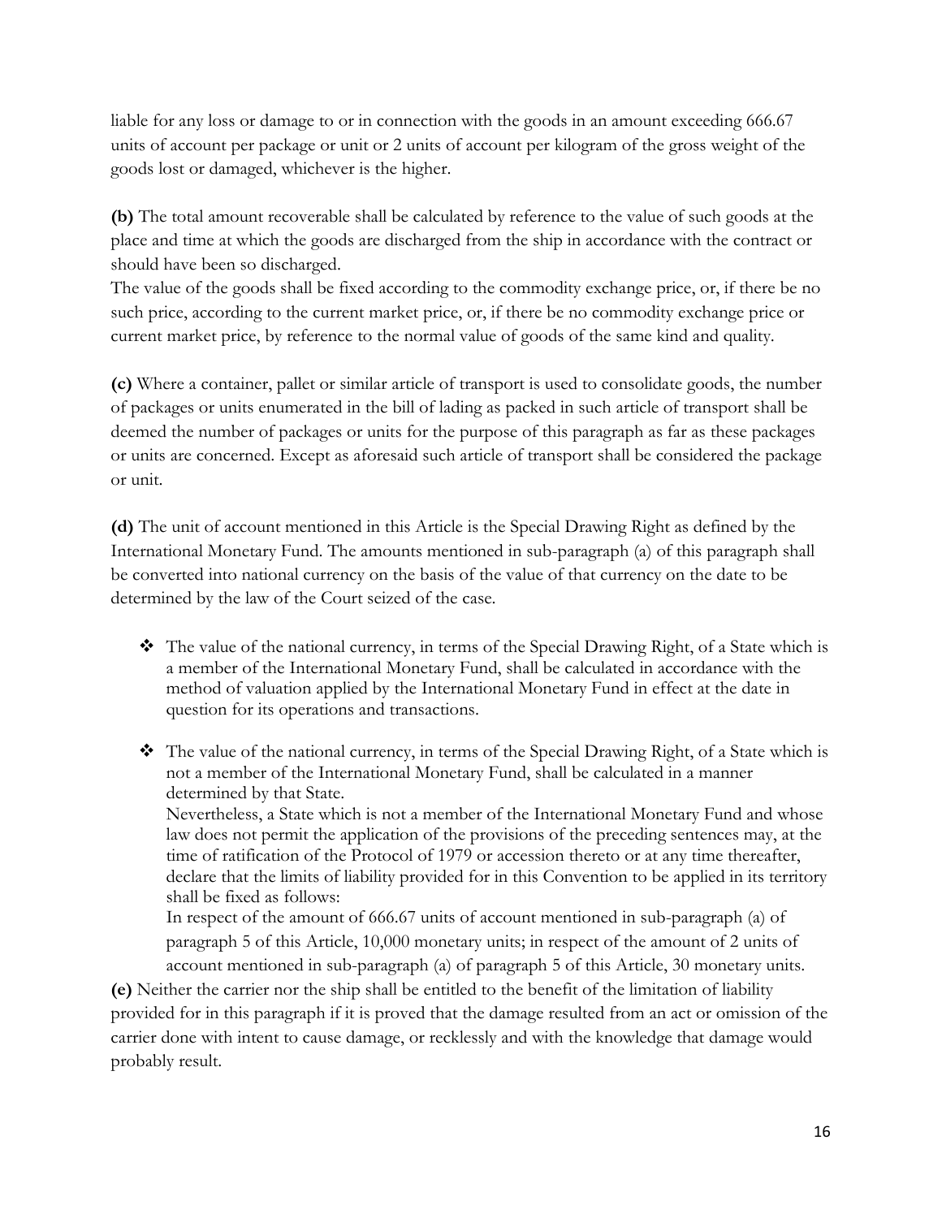liable for any loss or damage to or in connection with the goods in an amount exceeding 666.67 units of account per package or unit or 2 units of account per kilogram of the gross weight of the goods lost or damaged, whichever is the higher.

**(b)** The total amount recoverable shall be calculated by reference to the value of such goods at the place and time at which the goods are discharged from the ship in accordance with the contract or should have been so discharged.
The value of the goods shall be fixed according to the commodity exchange price, or, if there be no such price, according to the current market price, or, if there be no commodity exchange price or current market price, by reference to the normal value of goods of the same kind and quality.

**(c)** Where a container, pallet or similar article of transport is used to consolidate goods, the number of packages or units enumerated in the bill of lading as packed in such article of transport shall be deemed the number of packages or units for the purpose of this paragraph as far as these packages or units are concerned. Except as aforesaid such article of transport shall be considered the package or unit.

**(d)** The unit of account mentioned in this Article is the Special Drawing Right as defined by the International Monetary Fund. The amounts mentioned in sub-paragraph (a) of this paragraph shall be converted into national currency on the basis of the value of that currency on the date to be determined by the law of the Court seized of the case.

- ❖ The value of the national currency, in terms of the Special Drawing Right, of a State which is a member of the International Monetary Fund, shall be calculated in accordance with the method of valuation applied by the International Monetary Fund in effect at the date in question for its operations and transactions.

- ❖ The value of the national currency, in terms of the Special Drawing Right, of a State which is not a member of the International Monetary Fund, shall be calculated in a manner determined by that State.
  Nevertheless, a State which is not a member of the International Monetary Fund and whose law does not permit the application of the provisions of the preceding sentences may, at the time of ratification of the Protocol of 1979 or accession thereto or at any time thereafter, declare that the limits of liability provided for in this Convention to be applied in its territory shall be fixed as follows:
  In respect of the amount of 666.67 units of account mentioned in sub-paragraph (a) of paragraph 5 of this Article, 10,000 monetary units; in respect of the amount of 2 units of account mentioned in sub-paragraph (a) of paragraph 5 of this Article, 30 monetary units.

**(e)** Neither the carrier nor the ship shall be entitled to the benefit of the limitation of liability provided for in this paragraph if it is proved that the damage resulted from an act or omission of the carrier done with intent to cause damage, or recklessly and with the knowledge that damage would probably result.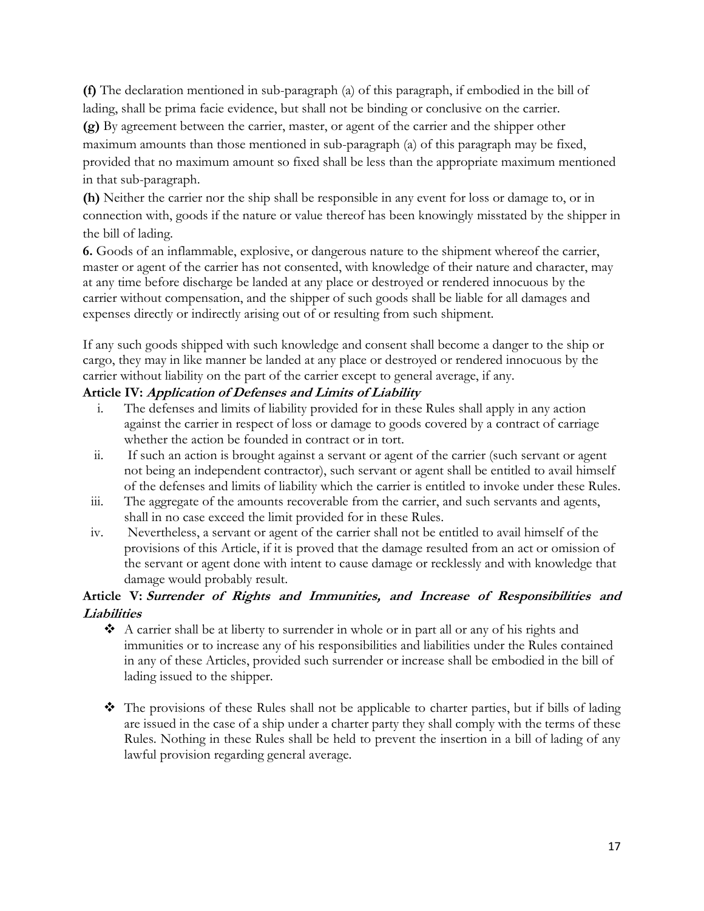**(f)** The declaration mentioned in sub-paragraph (a) of this paragraph, if embodied in the bill of lading, shall be prima facie evidence, but shall not be binding or conclusive on the carrier.

**(g)** By agreement between the carrier, master, or agent of the carrier and the shipper other maximum amounts than those mentioned in sub-paragraph (a) of this paragraph may be fixed, provided that no maximum amount so fixed shall be less than the appropriate maximum mentioned in that sub-paragraph.

**(h)** Neither the carrier nor the ship shall be responsible in any event for loss or damage to, or in connection with, goods if the nature or value thereof has been knowingly misstated by the shipper in the bill of lading.

**6.** Goods of an inflammable, explosive, or dangerous nature to the shipment whereof the carrier, master or agent of the carrier has not consented, with knowledge of their nature and character, may at any time before discharge be landed at any place or destroyed or rendered innocuous by the carrier without compensation, and the shipper of such goods shall be liable for all damages and expenses directly or indirectly arising out of or resulting from such shipment.

If any such goods shipped with such knowledge and consent shall become a danger to the ship or cargo, they may in like manner be landed at any place or destroyed or rendered innocuous by the carrier without liability on the part of the carrier except to general average, if any.

**Article IV:** ***Application of Defenses and Limits of Liability***

i. The defenses and limits of liability provided for in these Rules shall apply in any action against the carrier in respect of loss or damage to goods covered by a contract of carriage whether the action be founded in contract or in tort.

ii. If such an action is brought against a servant or agent of the carrier (such servant or agent not being an independent contractor), such servant or agent shall be entitled to avail himself of the defenses and limits of liability which the carrier is entitled to invoke under these Rules.

iii. The aggregate of the amounts recoverable from the carrier, and such servants and agents, shall in no case exceed the limit provided for in these Rules.

iv. Nevertheless, a servant or agent of the carrier shall not be entitled to avail himself of the provisions of this Article, if it is proved that the damage resulted from an act or omission of the servant or agent done with intent to cause damage or recklessly and with knowledge that damage would probably result.

**Article V:** ***Surrender of Rights and Immunities, and Increase of Responsibilities and Liabilities***

- A carrier shall be at liberty to surrender in whole or in part all or any of his rights and immunities or to increase any of his responsibilities and liabilities under the Rules contained in any of these Articles, provided such surrender or increase shall be embodied in the bill of lading issued to the shipper.

- The provisions of these Rules shall not be applicable to charter parties, but if bills of lading are issued in the case of a ship under a charter party they shall comply with the terms of these Rules. Nothing in these Rules shall be held to prevent the insertion in a bill of lading of any lawful provision regarding general average.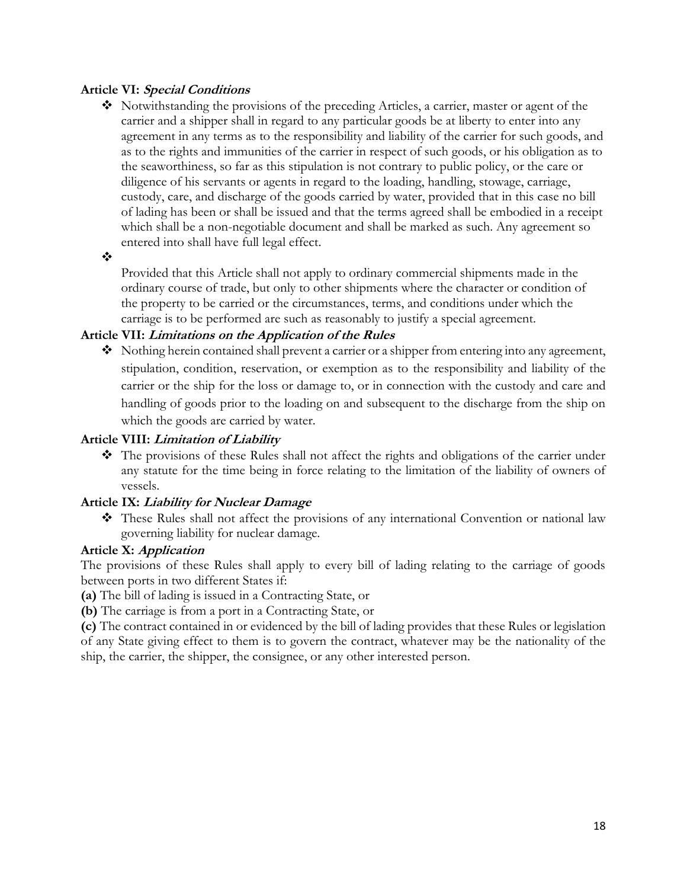**Article VI: *Special Conditions***

- Notwithstanding the provisions of the preceding Articles, a carrier, master or agent of the carrier and a shipper shall in regard to any particular goods be at liberty to enter into any agreement in any terms as to the responsibility and liability of the carrier for such goods, and as to the rights and immunities of the carrier in respect of such goods, or his obligation as to the seaworthiness, so far as this stipulation is not contrary to public policy, or the care or diligence of his servants or agents in regard to the loading, handling, stowage, carriage, custody, care, and discharge of the goods carried by water, provided that in this case no bill of lading has been or shall be issued and that the terms agreed shall be embodied in a receipt which shall be a non-negotiable document and shall be marked as such. Any agreement so entered into shall have full legal effect.
- Provided that this Article shall not apply to ordinary commercial shipments made in the ordinary course of trade, but only to other shipments where the character or condition of the property to be carried or the circumstances, terms, and conditions under which the carriage is to be performed are such as reasonably to justify a special agreement.

**Article VII: *Limitations on the Application of the Rules***

- Nothing herein contained shall prevent a carrier or a shipper from entering into any agreement, stipulation, condition, reservation, or exemption as to the responsibility and liability of the carrier or the ship for the loss or damage to, or in connection with the custody and care and handling of goods prior to the loading on and subsequent to the discharge from the ship on which the goods are carried by water.

**Article VIII: *Limitation of Liability***

- The provisions of these Rules shall not affect the rights and obligations of the carrier under any statute for the time being in force relating to the limitation of the liability of owners of vessels.

**Article IX: *Liability for Nuclear Damage***

- These Rules shall not affect the provisions of any international Convention or national law governing liability for nuclear damage.

**Article X: *Application***

The provisions of these Rules shall apply to every bill of lading relating to the carriage of goods between ports in two different States if:

**(a)** The bill of lading is issued in a Contracting State, or

**(b)** The carriage is from a port in a Contracting State, or

**(c)** The contract contained in or evidenced by the bill of lading provides that these Rules or legislation of any State giving effect to them is to govern the contract, whatever may be the nationality of the ship, the carrier, the shipper, the consignee, or any other interested person.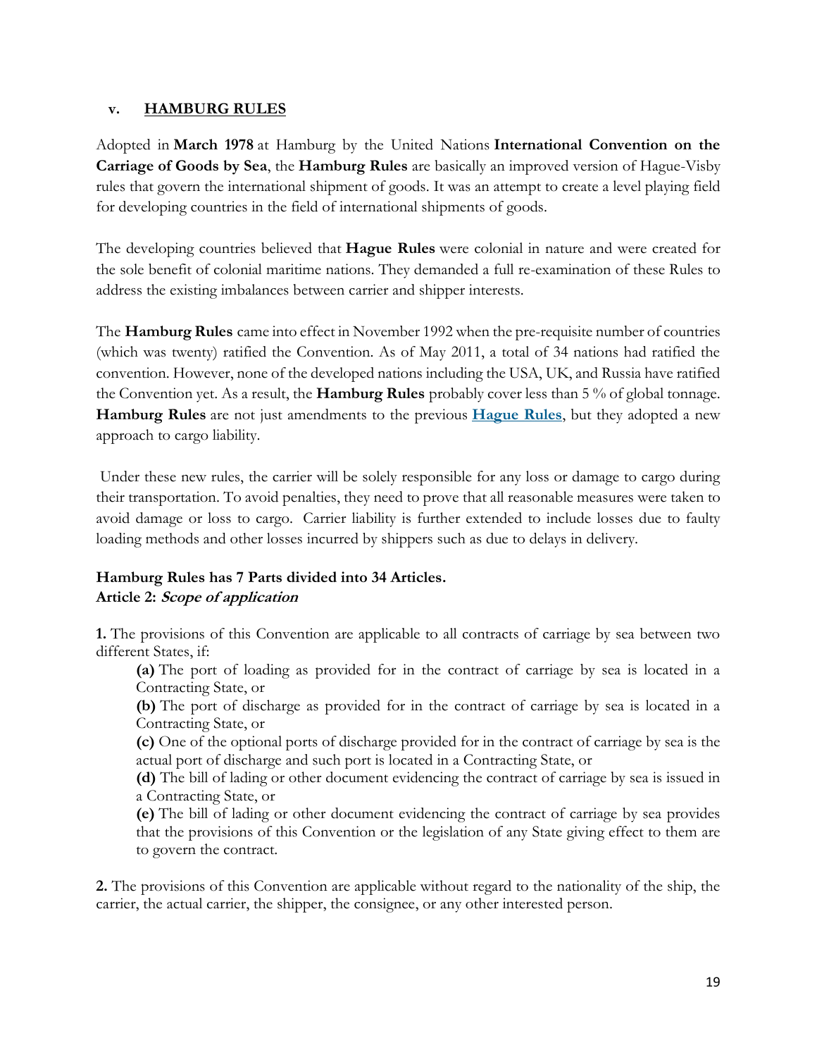## v. HAMBURG RULES

Adopted in **March 1978** at Hamburg by the United Nations **International Convention on the Carriage of Goods by Sea**, the **Hamburg Rules** are basically an improved version of Hague-Visby rules that govern the international shipment of goods. It was an attempt to create a level playing field for developing countries in the field of international shipments of goods.

The developing countries believed that **Hague Rules** were colonial in nature and were created for the sole benefit of colonial maritime nations. They demanded a full re-examination of these Rules to address the existing imbalances between carrier and shipper interests.

The **Hamburg Rules** came into effect in November 1992 when the pre-requisite number of countries (which was twenty) ratified the Convention. As of May 2011, a total of 34 nations had ratified the convention. However, none of the developed nations including the USA, UK, and Russia have ratified the Convention yet. As a result, the **Hamburg Rules** probably cover less than 5 % of global tonnage. **Hamburg Rules** are not just amendments to the previous **Hague Rules**, but they adopted a new approach to cargo liability.

Under these new rules, the carrier will be solely responsible for any loss or damage to cargo during their transportation. To avoid penalties, they need to prove that all reasonable measures were taken to avoid damage or loss to cargo. Carrier liability is further extended to include losses due to faulty loading methods and other losses incurred by shippers such as due to delays in delivery.

**Hamburg Rules has 7 Parts divided into 34 Articles.**
**Article 2: *Scope of application***

**1.** The provisions of this Convention are applicable to all contracts of carriage by sea between two different States, if:

- **(a)** The port of loading as provided for in the contract of carriage by sea is located in a Contracting State, or
- **(b)** The port of discharge as provided for in the contract of carriage by sea is located in a Contracting State, or
- **(c)** One of the optional ports of discharge provided for in the contract of carriage by sea is the actual port of discharge and such port is located in a Contracting State, or
- **(d)** The bill of lading or other document evidencing the contract of carriage by sea is issued in a Contracting State, or
- **(e)** The bill of lading or other document evidencing the contract of carriage by sea provides that the provisions of this Convention or the legislation of any State giving effect to them are to govern the contract.

**2.** The provisions of this Convention are applicable without regard to the nationality of the ship, the carrier, the actual carrier, the shipper, the consignee, or any other interested person.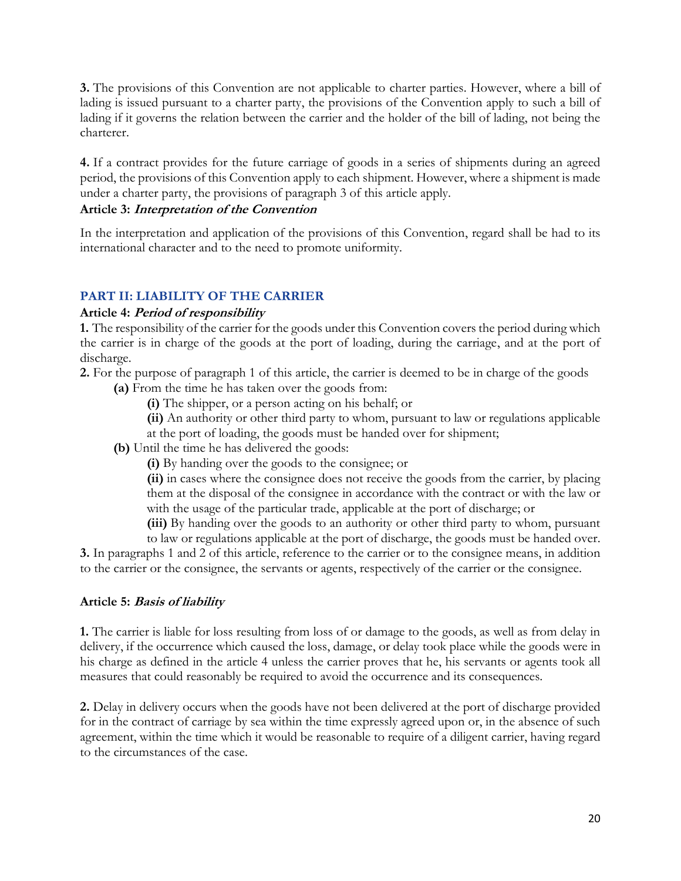**3.** The provisions of this Convention are not applicable to charter parties. However, where a bill of lading is issued pursuant to a charter party, the provisions of the Convention apply to such a bill of lading if it governs the relation between the carrier and the holder of the bill of lading, not being the charterer.

**4.** If a contract provides for the future carriage of goods in a series of shipments during an agreed period, the provisions of this Convention apply to each shipment. However, where a shipment is made under a charter party, the provisions of paragraph 3 of this article apply.

**Article 3: *Interpretation of the Convention***

In the interpretation and application of the provisions of this Convention, regard shall be had to its international character and to the need to promote uniformity.

## PART II: LIABILITY OF THE CARRIER

**Article 4: *Period of responsibility***

**1.** The responsibility of the carrier for the goods under this Convention covers the period during which the carrier is in charge of the goods at the port of loading, during the carriage, and at the port of discharge.

**2.** For the purpose of paragraph 1 of this article, the carrier is deemed to be in charge of the goods

- **(a)** From the time he has taken over the goods from:
  - **(i)** The shipper, or a person acting on his behalf; or
  - **(ii)** An authority or other third party to whom, pursuant to law or regulations applicable at the port of loading, the goods must be handed over for shipment;
- **(b)** Until the time he has delivered the goods:
  - **(i)** By handing over the goods to the consignee; or
  - **(ii)** in cases where the consignee does not receive the goods from the carrier, by placing them at the disposal of the consignee in accordance with the contract or with the law or with the usage of the particular trade, applicable at the port of discharge; or
  - **(iii)** By handing over the goods to an authority or other third party to whom, pursuant to law or regulations applicable at the port of discharge, the goods must be handed over.

**3.** In paragraphs 1 and 2 of this article, reference to the carrier or to the consignee means, in addition to the carrier or the consignee, the servants or agents, respectively of the carrier or the consignee.

**Article 5: *Basis of liability***

**1.** The carrier is liable for loss resulting from loss of or damage to the goods, as well as from delay in delivery, if the occurrence which caused the loss, damage, or delay took place while the goods were in his charge as defined in the article 4 unless the carrier proves that he, his servants or agents took all measures that could reasonably be required to avoid the occurrence and its consequences.

**2.** Delay in delivery occurs when the goods have not been delivered at the port of discharge provided for in the contract of carriage by sea within the time expressly agreed upon or, in the absence of such agreement, within the time which it would be reasonable to require of a diligent carrier, having regard to the circumstances of the case.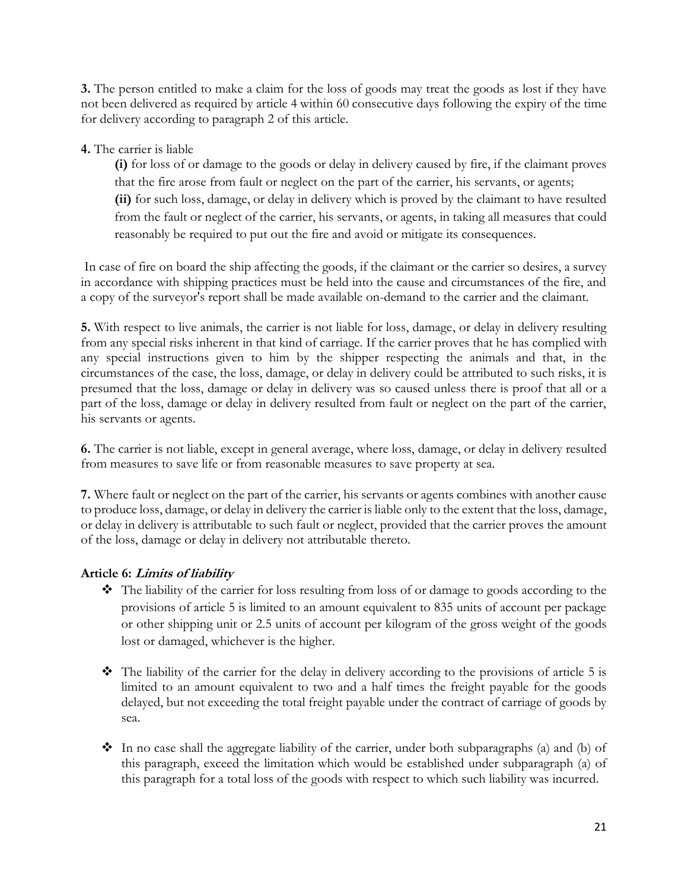**3.** The person entitled to make a claim for the loss of goods may treat the goods as lost if they have not been delivered as required by article 4 within 60 consecutive days following the expiry of the time for delivery according to paragraph 2 of this article.

**4.** The carrier is liable

> **(i)** for loss of or damage to the goods or delay in delivery caused by fire, if the claimant proves that the fire arose from fault or neglect on the part of the carrier, his servants, or agents;
>
> **(ii)** for such loss, damage, or delay in delivery which is proved by the claimant to have resulted from the fault or neglect of the carrier, his servants, or agents, in taking all measures that could reasonably be required to put out the fire and avoid or mitigate its consequences.

In case of fire on board the ship affecting the goods, if the claimant or the carrier so desires, a survey in accordance with shipping practices must be held into the cause and circumstances of the fire, and a copy of the surveyor's report shall be made available on-demand to the carrier and the claimant.

**5.** With respect to live animals, the carrier is not liable for loss, damage, or delay in delivery resulting from any special risks inherent in that kind of carriage. If the carrier proves that he has complied with any special instructions given to him by the shipper respecting the animals and that, in the circumstances of the case, the loss, damage, or delay in delivery could be attributed to such risks, it is presumed that the loss, damage or delay in delivery was so caused unless there is proof that all or a part of the loss, damage or delay in delivery resulted from fault or neglect on the part of the carrier, his servants or agents.

**6.** The carrier is not liable, except in general average, where loss, damage, or delay in delivery resulted from measures to save life or from reasonable measures to save property at sea.

**7.** Where fault or neglect on the part of the carrier, his servants or agents combines with another cause to produce loss, damage, or delay in delivery the carrier is liable only to the extent that the loss, damage, or delay in delivery is attributable to such fault or neglect, provided that the carrier proves the amount of the loss, damage or delay in delivery not attributable thereto.

**Article 6: *Limits of liability***

- The liability of the carrier for loss resulting from loss of or damage to goods according to the provisions of article 5 is limited to an amount equivalent to 835 units of account per package or other shipping unit or 2.5 units of account per kilogram of the gross weight of the goods lost or damaged, whichever is the higher.

- The liability of the carrier for the delay in delivery according to the provisions of article 5 is limited to an amount equivalent to two and a half times the freight payable for the goods delayed, but not exceeding the total freight payable under the contract of carriage of goods by sea.

- In no case shall the aggregate liability of the carrier, under both subparagraphs (a) and (b) of this paragraph, exceed the limitation which would be established under subparagraph (a) of this paragraph for a total loss of the goods with respect to which such liability was incurred.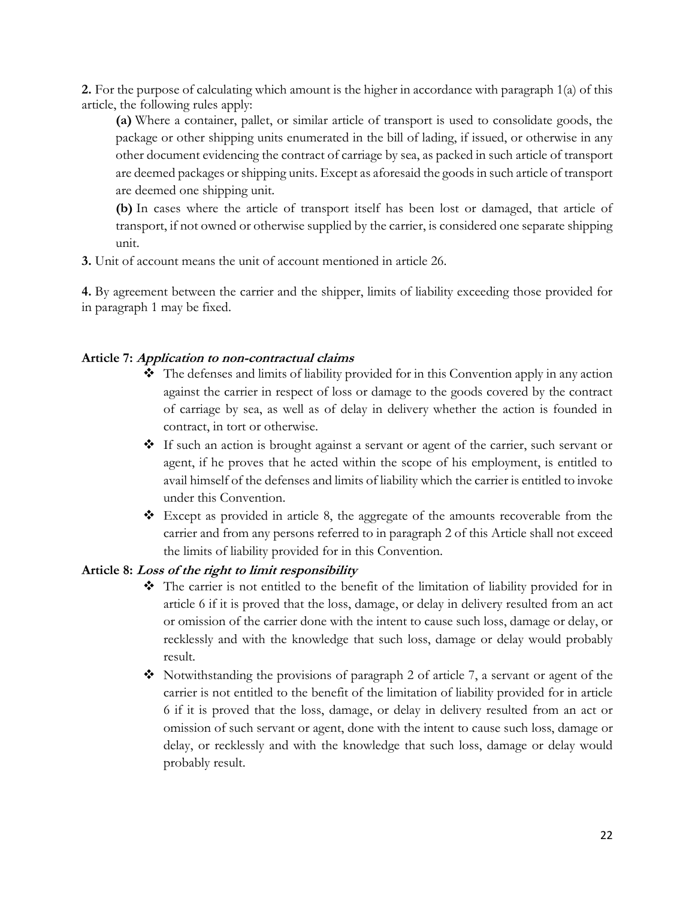**2.** For the purpose of calculating which amount is the higher in accordance with paragraph 1(a) of this article, the following rules apply:

**(a)** Where a container, pallet, or similar article of transport is used to consolidate goods, the package or other shipping units enumerated in the bill of lading, if issued, or otherwise in any other document evidencing the contract of carriage by sea, as packed in such article of transport are deemed packages or shipping units. Except as aforesaid the goods in such article of transport are deemed one shipping unit.

**(b)** In cases where the article of transport itself has been lost or damaged, that article of transport, if not owned or otherwise supplied by the carrier, is considered one separate shipping unit.

**3.** Unit of account means the unit of account mentioned in article 26.

**4.** By agreement between the carrier and the shipper, limits of liability exceeding those provided for in paragraph 1 may be fixed.

**Article 7: *Application to non-contractual claims***

- The defenses and limits of liability provided for in this Convention apply in any action against the carrier in respect of loss or damage to the goods covered by the contract of carriage by sea, as well as of delay in delivery whether the action is founded in contract, in tort or otherwise.
- If such an action is brought against a servant or agent of the carrier, such servant or agent, if he proves that he acted within the scope of his employment, is entitled to avail himself of the defenses and limits of liability which the carrier is entitled to invoke under this Convention.
- Except as provided in article 8, the aggregate of the amounts recoverable from the carrier and from any persons referred to in paragraph 2 of this Article shall not exceed the limits of liability provided for in this Convention.

**Article 8: *Loss of the right to limit responsibility***

- The carrier is not entitled to the benefit of the limitation of liability provided for in article 6 if it is proved that the loss, damage, or delay in delivery resulted from an act or omission of the carrier done with the intent to cause such loss, damage or delay, or recklessly and with the knowledge that such loss, damage or delay would probably result.
- Notwithstanding the provisions of paragraph 2 of article 7, a servant or agent of the carrier is not entitled to the benefit of the limitation of liability provided for in article 6 if it is proved that the loss, damage, or delay in delivery resulted from an act or omission of such servant or agent, done with the intent to cause such loss, damage or delay, or recklessly and with the knowledge that such loss, damage or delay would probably result.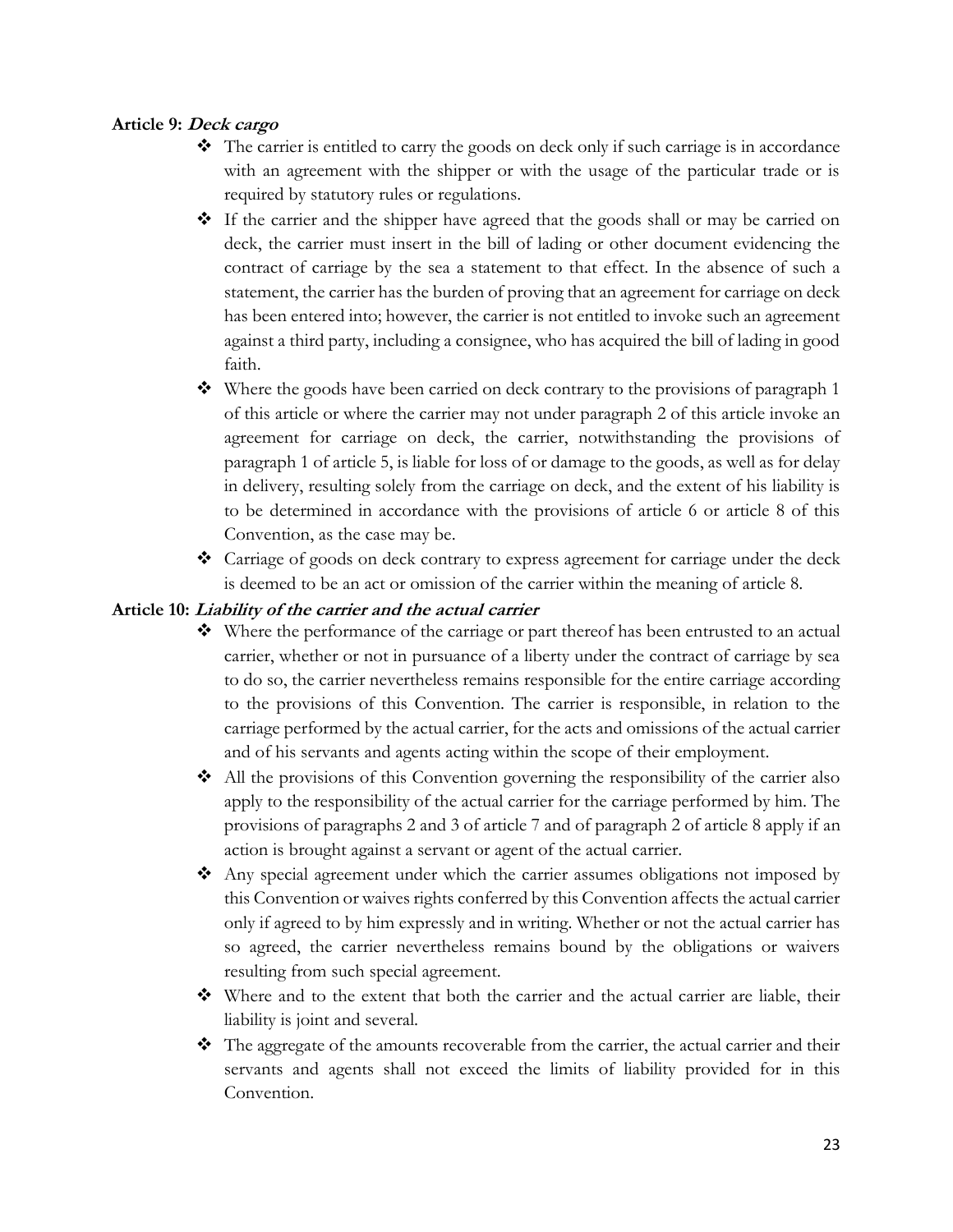**Article 9: *Deck cargo***

- The carrier is entitled to carry the goods on deck only if such carriage is in accordance with an agreement with the shipper or with the usage of the particular trade or is required by statutory rules or regulations.
- If the carrier and the shipper have agreed that the goods shall or may be carried on deck, the carrier must insert in the bill of lading or other document evidencing the contract of carriage by the sea a statement to that effect. In the absence of such a statement, the carrier has the burden of proving that an agreement for carriage on deck has been entered into; however, the carrier is not entitled to invoke such an agreement against a third party, including a consignee, who has acquired the bill of lading in good faith.
- Where the goods have been carried on deck contrary to the provisions of paragraph 1 of this article or where the carrier may not under paragraph 2 of this article invoke an agreement for carriage on deck, the carrier, notwithstanding the provisions of paragraph 1 of article 5, is liable for loss of or damage to the goods, as well as for delay in delivery, resulting solely from the carriage on deck, and the extent of his liability is to be determined in accordance with the provisions of article 6 or article 8 of this Convention, as the case may be.
- Carriage of goods on deck contrary to express agreement for carriage under the deck is deemed to be an act or omission of the carrier within the meaning of article 8.

**Article 10: *Liability of the carrier and the actual carrier***

- Where the performance of the carriage or part thereof has been entrusted to an actual carrier, whether or not in pursuance of a liberty under the contract of carriage by sea to do so, the carrier nevertheless remains responsible for the entire carriage according to the provisions of this Convention. The carrier is responsible, in relation to the carriage performed by the actual carrier, for the acts and omissions of the actual carrier and of his servants and agents acting within the scope of their employment.
- All the provisions of this Convention governing the responsibility of the carrier also apply to the responsibility of the actual carrier for the carriage performed by him. The provisions of paragraphs 2 and 3 of article 7 and of paragraph 2 of article 8 apply if an action is brought against a servant or agent of the actual carrier.
- Any special agreement under which the carrier assumes obligations not imposed by this Convention or waives rights conferred by this Convention affects the actual carrier only if agreed to by him expressly and in writing. Whether or not the actual carrier has so agreed, the carrier nevertheless remains bound by the obligations or waivers resulting from such special agreement.
- Where and to the extent that both the carrier and the actual carrier are liable, their liability is joint and several.
- The aggregate of the amounts recoverable from the carrier, the actual carrier and their servants and agents shall not exceed the limits of liability provided for in this Convention.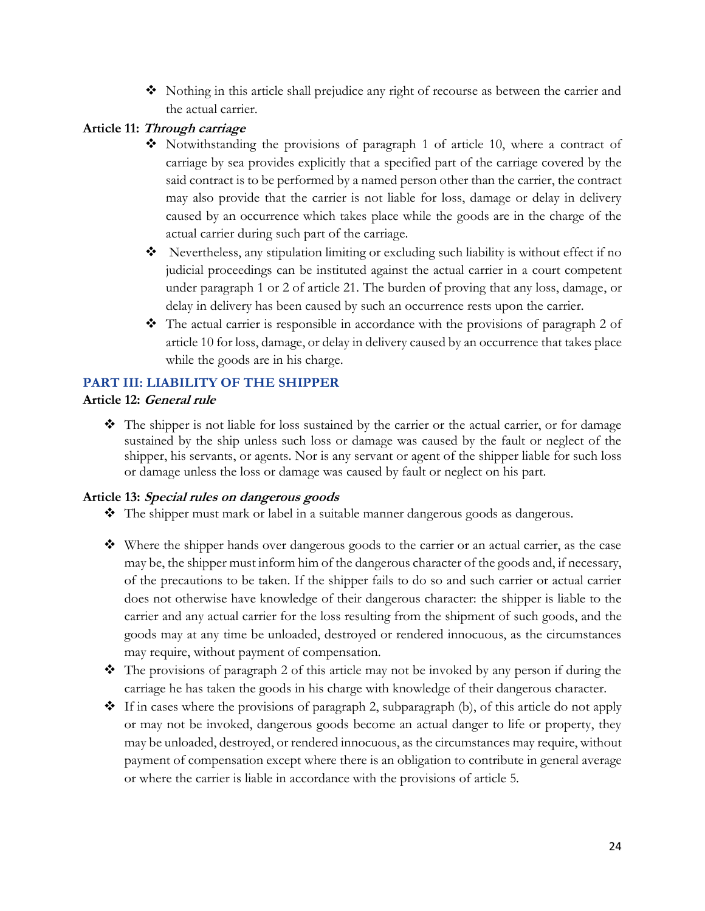- Nothing in this article shall prejudice any right of recourse as between the carrier and the actual carrier.

**Article 11: *Through carriage***

- Notwithstanding the provisions of paragraph 1 of article 10, where a contract of carriage by sea provides explicitly that a specified part of the carriage covered by the said contract is to be performed by a named person other than the carrier, the contract may also provide that the carrier is not liable for loss, damage or delay in delivery caused by an occurrence which takes place while the goods are in the charge of the actual carrier during such part of the carriage.
- Nevertheless, any stipulation limiting or excluding such liability is without effect if no judicial proceedings can be instituted against the actual carrier in a court competent under paragraph 1 or 2 of article 21. The burden of proving that any loss, damage, or delay in delivery has been caused by such an occurrence rests upon the carrier.
- The actual carrier is responsible in accordance with the provisions of paragraph 2 of article 10 for loss, damage, or delay in delivery caused by an occurrence that takes place while the goods are in his charge.

## PART III: LIABILITY OF THE SHIPPER

**Article 12: *General rule***

- The shipper is not liable for loss sustained by the carrier or the actual carrier, or for damage sustained by the ship unless such loss or damage was caused by the fault or neglect of the shipper, his servants, or agents. Nor is any servant or agent of the shipper liable for such loss or damage unless the loss or damage was caused by fault or neglect on his part.

**Article 13: *Special rules on dangerous goods***

- The shipper must mark or label in a suitable manner dangerous goods as dangerous.
- Where the shipper hands over dangerous goods to the carrier or an actual carrier, as the case may be, the shipper must inform him of the dangerous character of the goods and, if necessary, of the precautions to be taken. If the shipper fails to do so and such carrier or actual carrier does not otherwise have knowledge of their dangerous character: the shipper is liable to the carrier and any actual carrier for the loss resulting from the shipment of such goods, and the goods may at any time be unloaded, destroyed or rendered innocuous, as the circumstances may require, without payment of compensation.
- The provisions of paragraph 2 of this article may not be invoked by any person if during the carriage he has taken the goods in his charge with knowledge of their dangerous character.
- If in cases where the provisions of paragraph 2, subparagraph (b), of this article do not apply or may not be invoked, dangerous goods become an actual danger to life or property, they may be unloaded, destroyed, or rendered innocuous, as the circumstances may require, without payment of compensation except where there is an obligation to contribute in general average or where the carrier is liable in accordance with the provisions of article 5.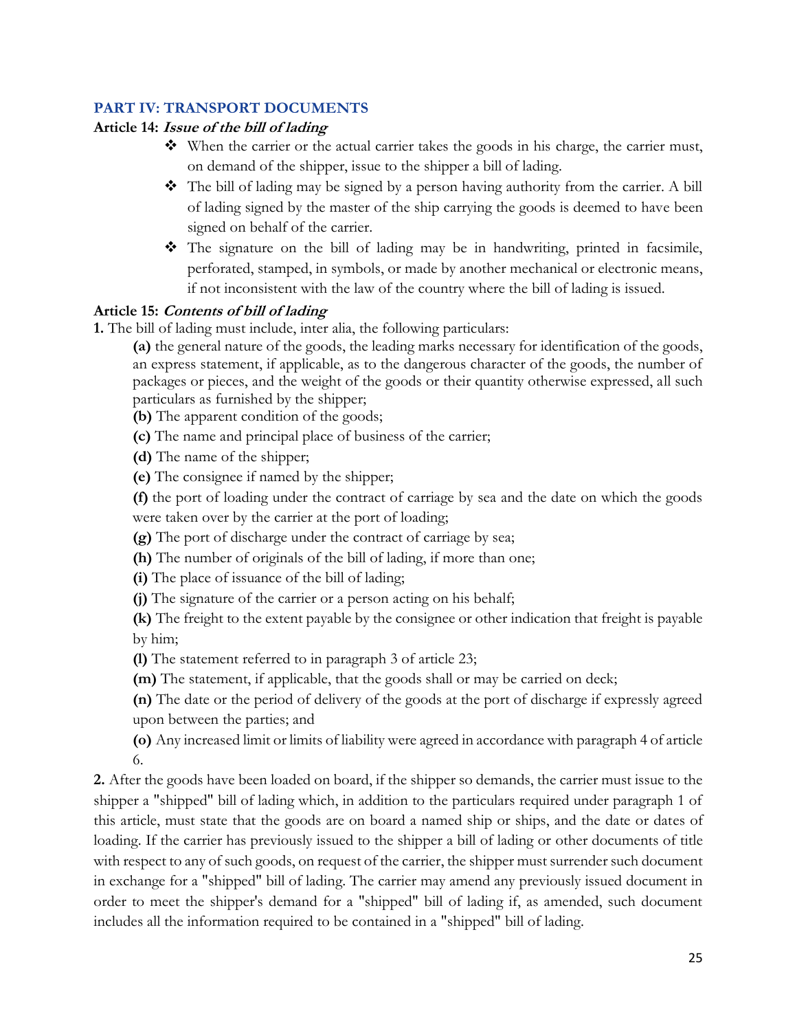## PART IV: TRANSPORT DOCUMENTS

**Article 14:** ***Issue of the bill of lading***

- ❖ When the carrier or the actual carrier takes the goods in his charge, the carrier must, on demand of the shipper, issue to the shipper a bill of lading.
- ❖ The bill of lading may be signed by a person having authority from the carrier. A bill of lading signed by the master of the ship carrying the goods is deemed to have been signed on behalf of the carrier.
- ❖ The signature on the bill of lading may be in handwriting, printed in facsimile, perforated, stamped, in symbols, or made by another mechanical or electronic means, if not inconsistent with the law of the country where the bill of lading is issued.

**Article 15:** ***Contents of bill of lading***

**1.** The bill of lading must include, inter alia, the following particulars:

**(a)** the general nature of the goods, the leading marks necessary for identification of the goods, an express statement, if applicable, as to the dangerous character of the goods, the number of packages or pieces, and the weight of the goods or their quantity otherwise expressed, all such particulars as furnished by the shipper;

**(b)** The apparent condition of the goods;

**(c)** The name and principal place of business of the carrier;

**(d)** The name of the shipper;

**(e)** The consignee if named by the shipper;

**(f)** the port of loading under the contract of carriage by sea and the date on which the goods were taken over by the carrier at the port of loading;

**(g)** The port of discharge under the contract of carriage by sea;

**(h)** The number of originals of the bill of lading, if more than one;

**(i)** The place of issuance of the bill of lading;

**(j)** The signature of the carrier or a person acting on his behalf;

**(k)** The freight to the extent payable by the consignee or other indication that freight is payable by him;

**(l)** The statement referred to in paragraph 3 of article 23;

**(m)** The statement, if applicable, that the goods shall or may be carried on deck;

**(n)** The date or the period of delivery of the goods at the port of discharge if expressly agreed upon between the parties; and

**(o)** Any increased limit or limits of liability were agreed in accordance with paragraph 4 of article 6.

**2.** After the goods have been loaded on board, if the shipper so demands, the carrier must issue to the shipper a "shipped" bill of lading which, in addition to the particulars required under paragraph 1 of this article, must state that the goods are on board a named ship or ships, and the date or dates of loading. If the carrier has previously issued to the shipper a bill of lading or other documents of title with respect to any of such goods, on request of the carrier, the shipper must surrender such document in exchange for a "shipped" bill of lading. The carrier may amend any previously issued document in order to meet the shipper's demand for a "shipped" bill of lading if, as amended, such document includes all the information required to be contained in a "shipped" bill of lading.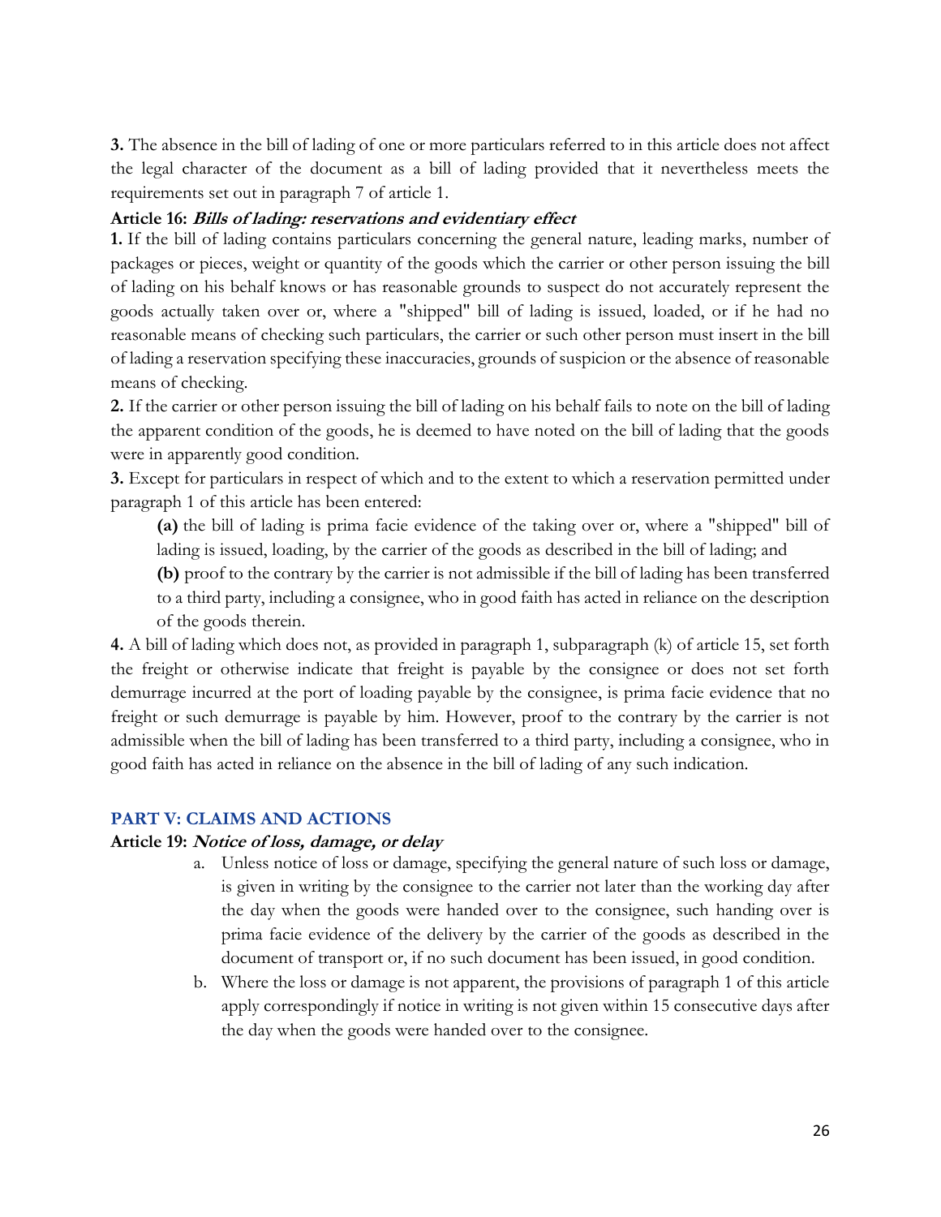**3.** The absence in the bill of lading of one or more particulars referred to in this article does not affect the legal character of the document as a bill of lading provided that it nevertheless meets the requirements set out in paragraph 7 of article 1.

**Article 16: *Bills of lading: reservations and evidentiary effect***

**1.** If the bill of lading contains particulars concerning the general nature, leading marks, number of packages or pieces, weight or quantity of the goods which the carrier or other person issuing the bill of lading on his behalf knows or has reasonable grounds to suspect do not accurately represent the goods actually taken over or, where a "shipped" bill of lading is issued, loaded, or if he had no reasonable means of checking such particulars, the carrier or such other person must insert in the bill of lading a reservation specifying these inaccuracies, grounds of suspicion or the absence of reasonable means of checking.

**2.** If the carrier or other person issuing the bill of lading on his behalf fails to note on the bill of lading the apparent condition of the goods, he is deemed to have noted on the bill of lading that the goods were in apparently good condition.

**3.** Except for particulars in respect of which and to the extent to which a reservation permitted under paragraph 1 of this article has been entered:

> **(a)** the bill of lading is prima facie evidence of the taking over or, where a "shipped" bill of lading is issued, loading, by the carrier of the goods as described in the bill of lading; and
>
> **(b)** proof to the contrary by the carrier is not admissible if the bill of lading has been transferred to a third party, including a consignee, who in good faith has acted in reliance on the description of the goods therein.

**4.** A bill of lading which does not, as provided in paragraph 1, subparagraph (k) of article 15, set forth the freight or otherwise indicate that freight is payable by the consignee or does not set forth demurrage incurred at the port of loading payable by the consignee, is prima facie evidence that no freight or such demurrage is payable by him. However, proof to the contrary by the carrier is not admissible when the bill of lading has been transferred to a third party, including a consignee, who in good faith has acted in reliance on the absence in the bill of lading of any such indication.

## PART V: CLAIMS AND ACTIONS

**Article 19: *Notice of loss, damage, or delay***

a. Unless notice of loss or damage, specifying the general nature of such loss or damage, is given in writing by the consignee to the carrier not later than the working day after the day when the goods were handed over to the consignee, such handing over is prima facie evidence of the delivery by the carrier of the goods as described in the document of transport or, if no such document has been issued, in good condition.
b. Where the loss or damage is not apparent, the provisions of paragraph 1 of this article apply correspondingly if notice in writing is not given within 15 consecutive days after the day when the goods were handed over to the consignee.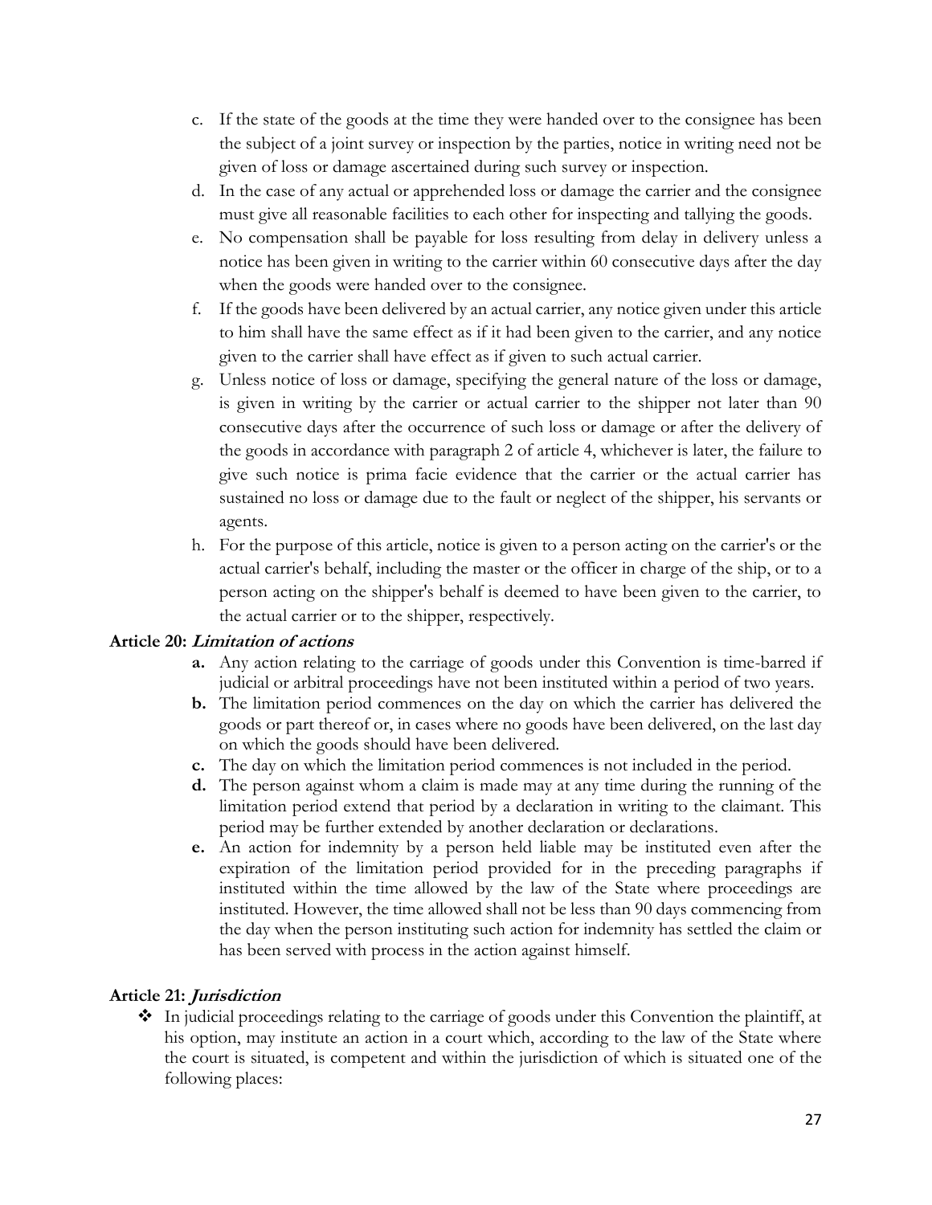c. If the state of the goods at the time they were handed over to the consignee has been the subject of a joint survey or inspection by the parties, notice in writing need not be given of loss or damage ascertained during such survey or inspection.
d. In the case of any actual or apprehended loss or damage the carrier and the consignee must give all reasonable facilities to each other for inspecting and tallying the goods.
e. No compensation shall be payable for loss resulting from delay in delivery unless a notice has been given in writing to the carrier within 60 consecutive days after the day when the goods were handed over to the consignee.
f. If the goods have been delivered by an actual carrier, any notice given under this article to him shall have the same effect as if it had been given to the carrier, and any notice given to the carrier shall have effect as if given to such actual carrier.
g. Unless notice of loss or damage, specifying the general nature of the loss or damage, is given in writing by the carrier or actual carrier to the shipper not later than 90 consecutive days after the occurrence of such loss or damage or after the delivery of the goods in accordance with paragraph 2 of article 4, whichever is later, the failure to give such notice is prima facie evidence that the carrier or the actual carrier has sustained no loss or damage due to the fault or neglect of the shipper, his servants or agents.
h. For the purpose of this article, notice is given to a person acting on the carrier's or the actual carrier's behalf, including the master or the officer in charge of the ship, or to a person acting on the shipper's behalf is deemed to have been given to the carrier, to the actual carrier or to the shipper, respectively.

**Article 20: *Limitation of actions***

**a.** Any action relating to the carriage of goods under this Convention is time-barred if judicial or arbitral proceedings have not been instituted within a period of two years.

**b.** The limitation period commences on the day on which the carrier has delivered the goods or part thereof or, in cases where no goods have been delivered, on the last day on which the goods should have been delivered.

**c.** The day on which the limitation period commences is not included in the period.

**d.** The person against whom a claim is made may at any time during the running of the limitation period extend that period by a declaration in writing to the claimant. This period may be further extended by another declaration or declarations.

**e.** An action for indemnity by a person held liable may be instituted even after the expiration of the limitation period provided for in the preceding paragraphs if instituted within the time allowed by the law of the State where proceedings are instituted. However, the time allowed shall not be less than 90 days commencing from the day when the person instituting such action for indemnity has settled the claim or has been served with process in the action against himself.

**Article 21: *Jurisdiction***

- In judicial proceedings relating to the carriage of goods under this Convention the plaintiff, at his option, may institute an action in a court which, according to the law of the State where the court is situated, is competent and within the jurisdiction of which is situated one of the following places: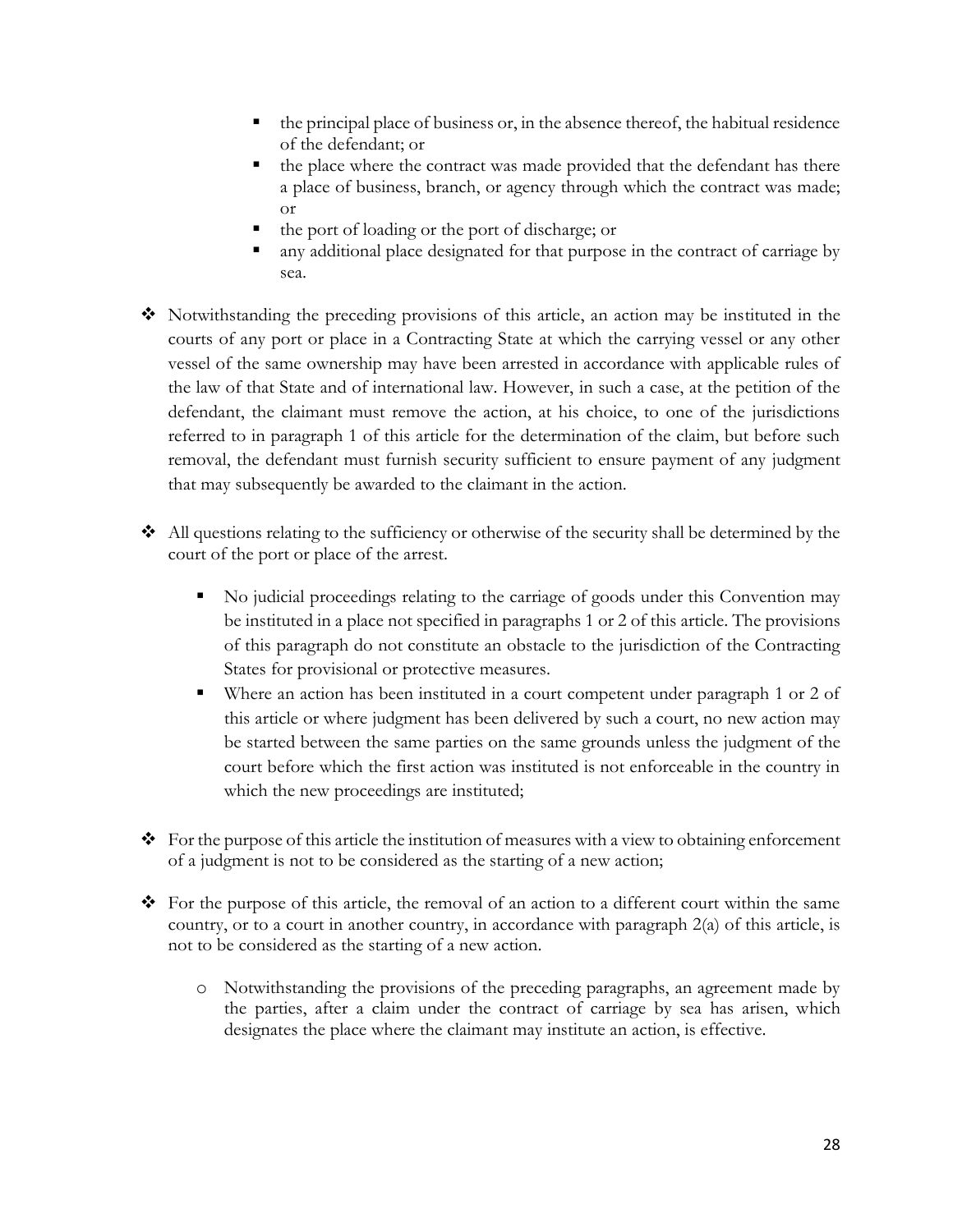- the principal place of business or, in the absence thereof, the habitual residence of the defendant; or
    - the place where the contract was made provided that the defendant has there a place of business, branch, or agency through which the contract was made; or
    - the port of loading or the port of discharge; or
    - any additional place designated for that purpose in the contract of carriage by sea.

- Notwithstanding the preceding provisions of this article, an action may be instituted in the courts of any port or place in a Contracting State at which the carrying vessel or any other vessel of the same ownership may have been arrested in accordance with applicable rules of the law of that State and of international law. However, in such a case, at the petition of the defendant, the claimant must remove the action, at his choice, to one of the jurisdictions referred to in paragraph 1 of this article for the determination of the claim, but before such removal, the defendant must furnish security sufficient to ensure payment of any judgment that may subsequently be awarded to the claimant in the action.

- All questions relating to the sufficiency or otherwise of the security shall be determined by the court of the port or place of the arrest.

    - No judicial proceedings relating to the carriage of goods under this Convention may be instituted in a place not specified in paragraphs 1 or 2 of this article. The provisions of this paragraph do not constitute an obstacle to the jurisdiction of the Contracting States for provisional or protective measures.
    - Where an action has been instituted in a court competent under paragraph 1 or 2 of this article or where judgment has been delivered by such a court, no new action may be started between the same parties on the same grounds unless the judgment of the court before which the first action was instituted is not enforceable in the country in which the new proceedings are instituted;

- For the purpose of this article the institution of measures with a view to obtaining enforcement of a judgment is not to be considered as the starting of a new action;

- For the purpose of this article, the removal of an action to a different court within the same country, or to a court in another country, in accordance with paragraph 2(a) of this article, is not to be considered as the starting of a new action.

    - Notwithstanding the provisions of the preceding paragraphs, an agreement made by the parties, after a claim under the contract of carriage by sea has arisen, which designates the place where the claimant may institute an action, is effective.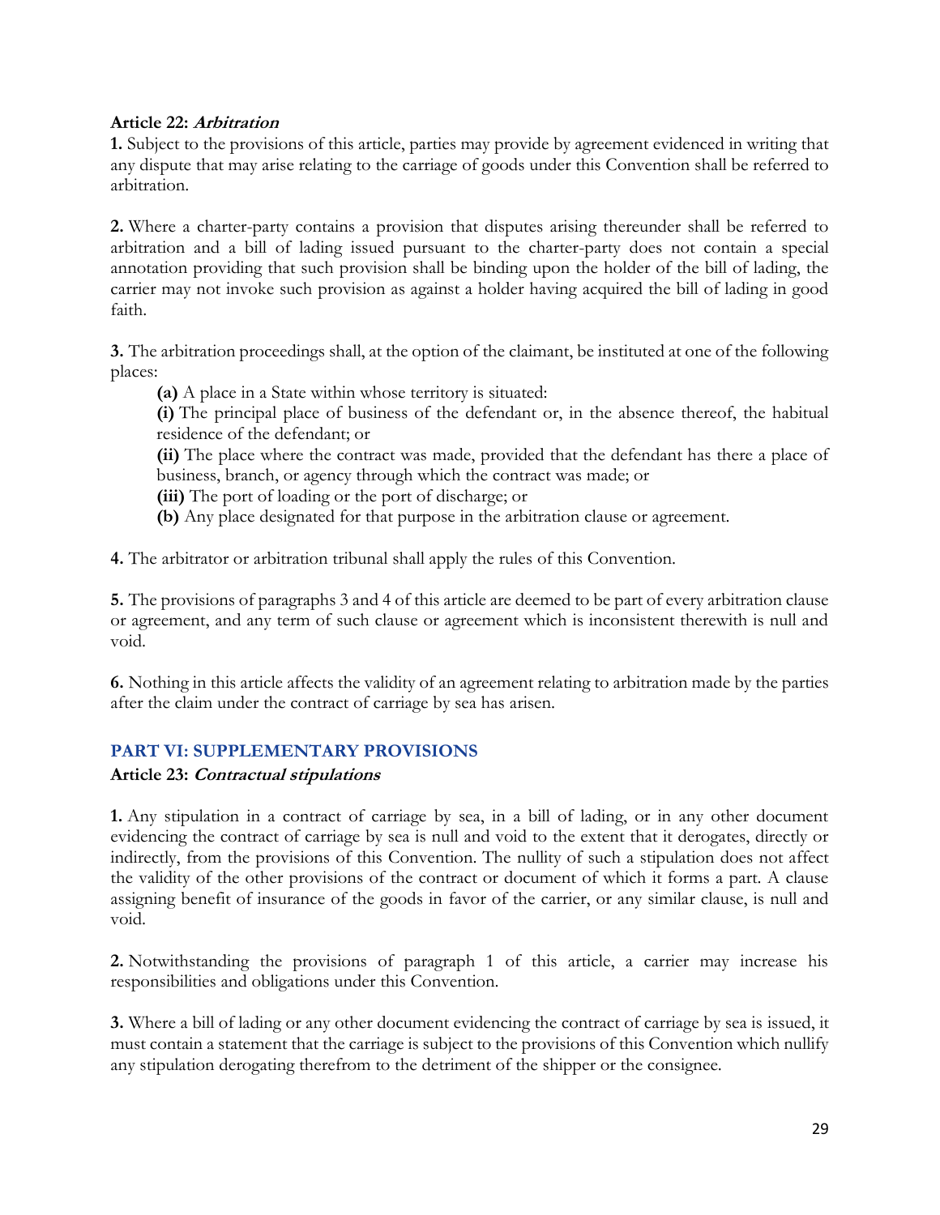**Article 22:** ***Arbitration***

**1.** Subject to the provisions of this article, parties may provide by agreement evidenced in writing that any dispute that may arise relating to the carriage of goods under this Convention shall be referred to arbitration.

**2.** Where a charter-party contains a provision that disputes arising thereunder shall be referred to arbitration and a bill of lading issued pursuant to the charter-party does not contain a special annotation providing that such provision shall be binding upon the holder of the bill of lading, the carrier may not invoke such provision as against a holder having acquired the bill of lading in good faith.

**3.** The arbitration proceedings shall, at the option of the claimant, be instituted at one of the following places:

**(a)** A place in a State within whose territory is situated:

**(i)** The principal place of business of the defendant or, in the absence thereof, the habitual residence of the defendant; or

**(ii)** The place where the contract was made, provided that the defendant has there a place of business, branch, or agency through which the contract was made; or

**(iii)** The port of loading or the port of discharge; or

**(b)** Any place designated for that purpose in the arbitration clause or agreement.

**4.** The arbitrator or arbitration tribunal shall apply the rules of this Convention.

**5.** The provisions of paragraphs 3 and 4 of this article are deemed to be part of every arbitration clause or agreement, and any term of such clause or agreement which is inconsistent therewith is null and void.

**6.** Nothing in this article affects the validity of an agreement relating to arbitration made by the parties after the claim under the contract of carriage by sea has arisen.

## PART VI: SUPPLEMENTARY PROVISIONS

**Article 23:** ***Contractual stipulations***

**1.** Any stipulation in a contract of carriage by sea, in a bill of lading, or in any other document evidencing the contract of carriage by sea is null and void to the extent that it derogates, directly or indirectly, from the provisions of this Convention. The nullity of such a stipulation does not affect the validity of the other provisions of the contract or document of which it forms a part. A clause assigning benefit of insurance of the goods in favor of the carrier, or any similar clause, is null and void.

**2.** Notwithstanding the provisions of paragraph 1 of this article, a carrier may increase his responsibilities and obligations under this Convention.

**3.** Where a bill of lading or any other document evidencing the contract of carriage by sea is issued, it must contain a statement that the carriage is subject to the provisions of this Convention which nullify any stipulation derogating therefrom to the detriment of the shipper or the consignee.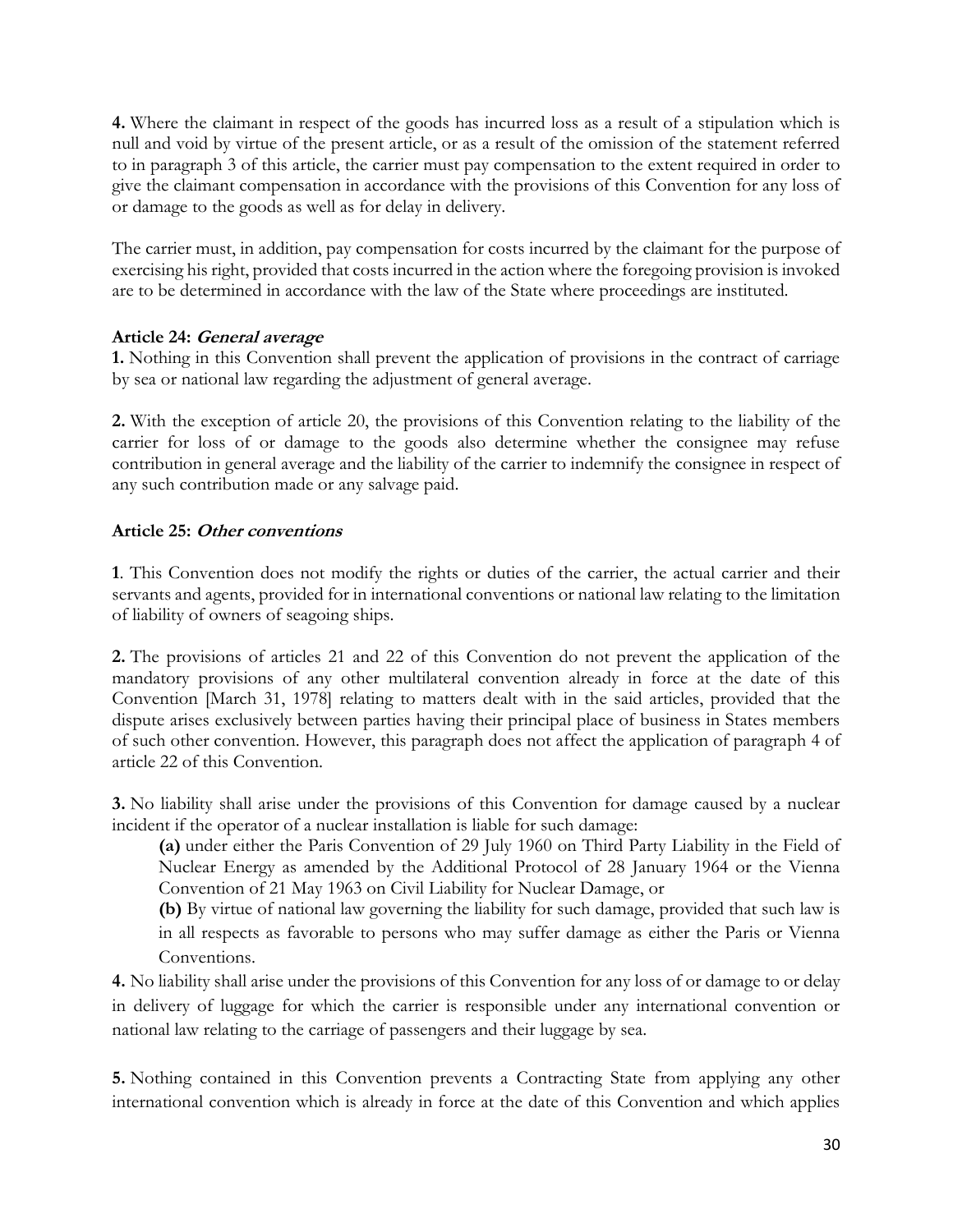**4.** Where the claimant in respect of the goods has incurred loss as a result of a stipulation which is null and void by virtue of the present article, or as a result of the omission of the statement referred to in paragraph 3 of this article, the carrier must pay compensation to the extent required in order to give the claimant compensation in accordance with the provisions of this Convention for any loss of or damage to the goods as well as for delay in delivery.

The carrier must, in addition, pay compensation for costs incurred by the claimant for the purpose of exercising his right, provided that costs incurred in the action where the foregoing provision is invoked are to be determined in accordance with the law of the State where proceedings are instituted.

**Article 24: *General average***

**1.** Nothing in this Convention shall prevent the application of provisions in the contract of carriage by sea or national law regarding the adjustment of general average.

**2.** With the exception of article 20, the provisions of this Convention relating to the liability of the carrier for loss of or damage to the goods also determine whether the consignee may refuse contribution in general average and the liability of the carrier to indemnify the consignee in respect of any such contribution made or any salvage paid.

**Article 25: *Other conventions***

**1**. This Convention does not modify the rights or duties of the carrier, the actual carrier and their servants and agents, provided for in international conventions or national law relating to the limitation of liability of owners of seagoing ships.

**2.** The provisions of articles 21 and 22 of this Convention do not prevent the application of the mandatory provisions of any other multilateral convention already in force at the date of this Convention [March 31, 1978] relating to matters dealt with in the said articles, provided that the dispute arises exclusively between parties having their principal place of business in States members of such other convention. However, this paragraph does not affect the application of paragraph 4 of article 22 of this Convention.

**3.** No liability shall arise under the provisions of this Convention for damage caused by a nuclear incident if the operator of a nuclear installation is liable for such damage:

**(a)** under either the Paris Convention of 29 July 1960 on Third Party Liability in the Field of Nuclear Energy as amended by the Additional Protocol of 28 January 1964 or the Vienna Convention of 21 May 1963 on Civil Liability for Nuclear Damage, or

**(b)** By virtue of national law governing the liability for such damage, provided that such law is in all respects as favorable to persons who may suffer damage as either the Paris or Vienna Conventions.

**4.** No liability shall arise under the provisions of this Convention for any loss of or damage to or delay in delivery of luggage for which the carrier is responsible under any international convention or national law relating to the carriage of passengers and their luggage by sea.

**5.** Nothing contained in this Convention prevents a Contracting State from applying any other international convention which is already in force at the date of this Convention and which applies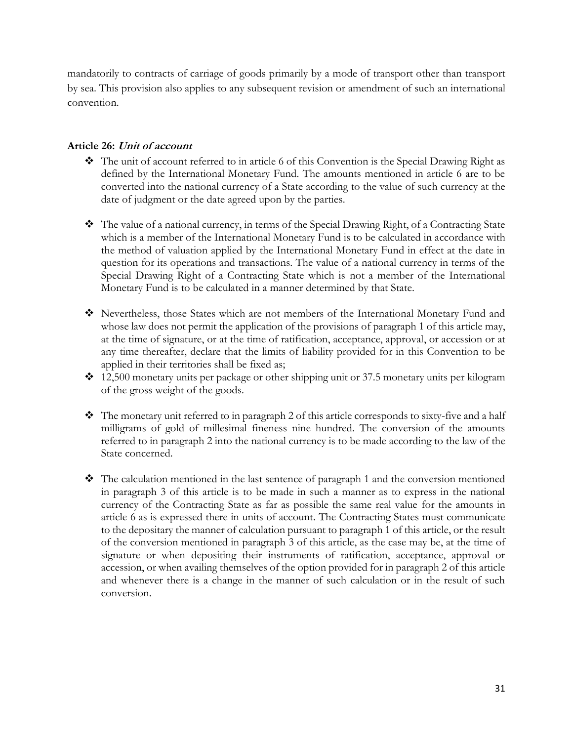mandatorily to contracts of carriage of goods primarily by a mode of transport other than transport by sea. This provision also applies to any subsequent revision or amendment of such an international convention.

**Article 26:** ***Unit of account***

- The unit of account referred to in article 6 of this Convention is the Special Drawing Right as defined by the International Monetary Fund. The amounts mentioned in article 6 are to be converted into the national currency of a State according to the value of such currency at the date of judgment or the date agreed upon by the parties.

- The value of a national currency, in terms of the Special Drawing Right, of a Contracting State which is a member of the International Monetary Fund is to be calculated in accordance with the method of valuation applied by the International Monetary Fund in effect at the date in question for its operations and transactions. The value of a national currency in terms of the Special Drawing Right of a Contracting State which is not a member of the International Monetary Fund is to be calculated in a manner determined by that State.

- Nevertheless, those States which are not members of the International Monetary Fund and whose law does not permit the application of the provisions of paragraph 1 of this article may, at the time of signature, or at the time of ratification, acceptance, approval, or accession or at any time thereafter, declare that the limits of liability provided for in this Convention to be applied in their territories shall be fixed as;
- 12,500 monetary units per package or other shipping unit or 37.5 monetary units per kilogram of the gross weight of the goods.

- The monetary unit referred to in paragraph 2 of this article corresponds to sixty-five and a half milligrams of gold of millesimal fineness nine hundred. The conversion of the amounts referred to in paragraph 2 into the national currency is to be made according to the law of the State concerned.

- The calculation mentioned in the last sentence of paragraph 1 and the conversion mentioned in paragraph 3 of this article is to be made in such a manner as to express in the national currency of the Contracting State as far as possible the same real value for the amounts in article 6 as is expressed there in units of account. The Contracting States must communicate to the depositary the manner of calculation pursuant to paragraph 1 of this article, or the result of the conversion mentioned in paragraph 3 of this article, as the case may be, at the time of signature or when depositing their instruments of ratification, acceptance, approval or accession, or when availing themselves of the option provided for in paragraph 2 of this article and whenever there is a change in the manner of such calculation or in the result of such conversion.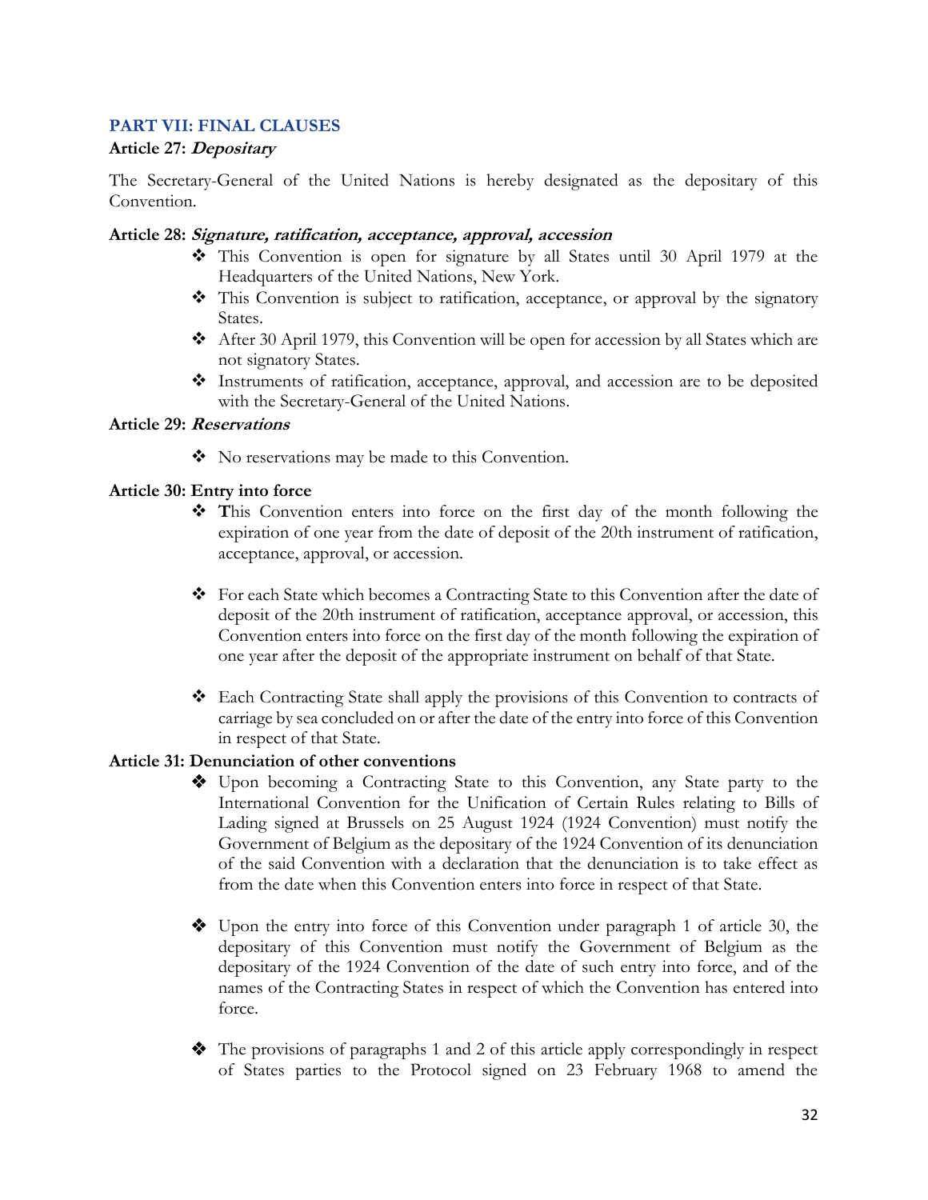## PART VII: FINAL CLAUSES

### Article 27: *Depositary*

The Secretary-General of the United Nations is hereby designated as the depositary of this Convention.

### Article 28: *Signature, ratification, acceptance, approval, accession*

- This Convention is open for signature by all States until 30 April 1979 at the Headquarters of the United Nations, New York.
- This Convention is subject to ratification, acceptance, or approval by the signatory States.
- After 30 April 1979, this Convention will be open for accession by all States which are not signatory States.
- Instruments of ratification, acceptance, approval, and accession are to be deposited with the Secretary-General of the United Nations.

### Article 29: *Reservations*

- No reservations may be made to this Convention.

### Article 30: Entry into force

- **T**his Convention enters into force on the first day of the month following the expiration of one year from the date of deposit of the 20th instrument of ratification, acceptance, approval, or accession.

- For each State which becomes a Contracting State to this Convention after the date of deposit of the 20th instrument of ratification, acceptance approval, or accession, this Convention enters into force on the first day of the month following the expiration of one year after the deposit of the appropriate instrument on behalf of that State.

- Each Contracting State shall apply the provisions of this Convention to contracts of carriage by sea concluded on or after the date of the entry into force of this Convention in respect of that State.

### Article 31: Denunciation of other conventions

- Upon becoming a Contracting State to this Convention, any State party to the International Convention for the Unification of Certain Rules relating to Bills of Lading signed at Brussels on 25 August 1924 (1924 Convention) must notify the Government of Belgium as the depositary of the 1924 Convention of its denunciation of the said Convention with a declaration that the denunciation is to take effect as from the date when this Convention enters into force in respect of that State.

- Upon the entry into force of this Convention under paragraph 1 of article 30, the depositary of this Convention must notify the Government of Belgium as the depositary of the 1924 Convention of the date of such entry into force, and of the names of the Contracting States in respect of which the Convention has entered into force.

- The provisions of paragraphs 1 and 2 of this article apply correspondingly in respect of States parties to the Protocol signed on 23 February 1968 to amend the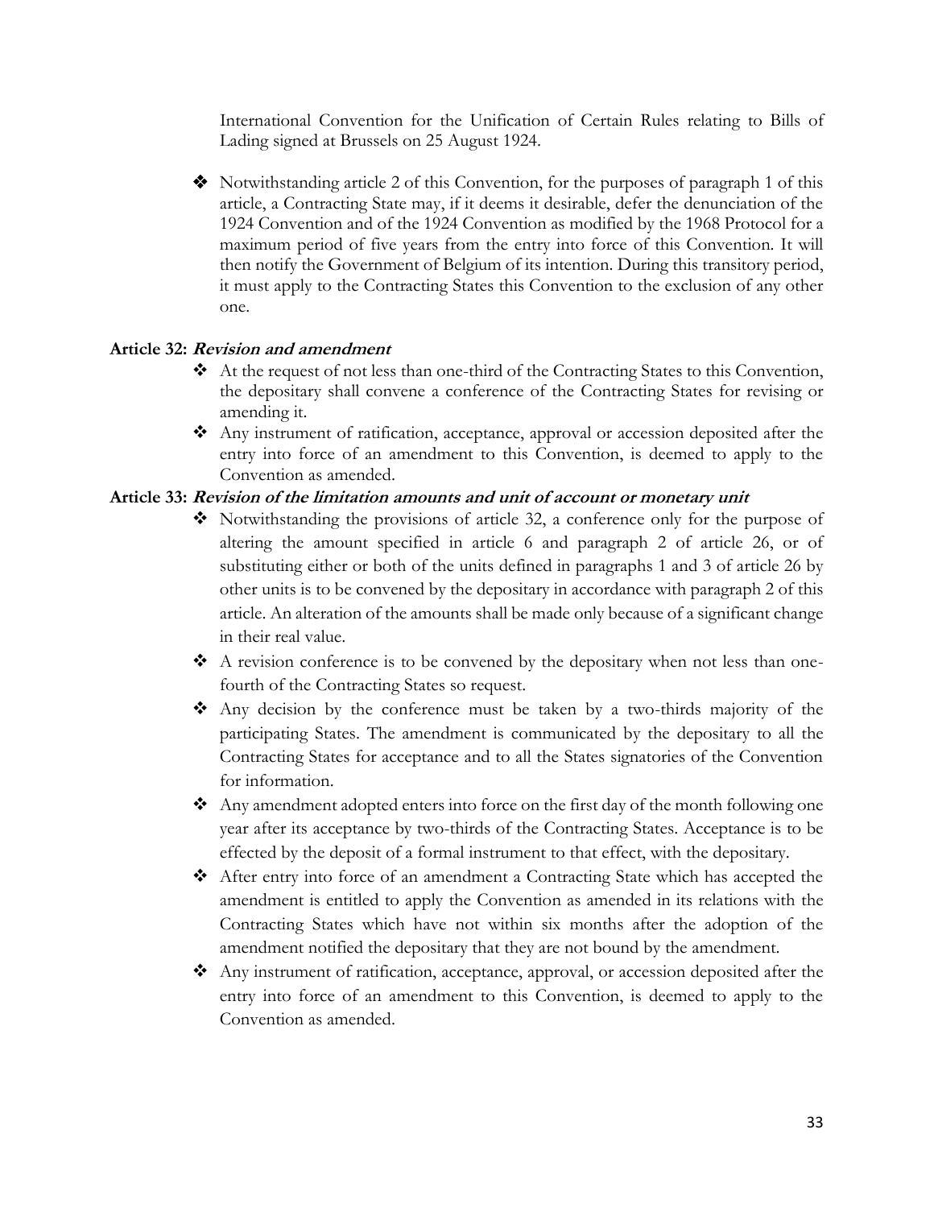International Convention for the Unification of Certain Rules relating to Bills of Lading signed at Brussels on 25 August 1924.

- Notwithstanding article 2 of this Convention, for the purposes of paragraph 1 of this article, a Contracting State may, if it deems it desirable, defer the denunciation of the 1924 Convention and of the 1924 Convention as modified by the 1968 Protocol for a maximum period of five years from the entry into force of this Convention. It will then notify the Government of Belgium of its intention. During this transitory period, it must apply to the Contracting States this Convention to the exclusion of any other one.

**Article 32:** ***Revision and amendment***

- At the request of not less than one-third of the Contracting States to this Convention, the depositary shall convene a conference of the Contracting States for revising or amending it.
- Any instrument of ratification, acceptance, approval or accession deposited after the entry into force of an amendment to this Convention, is deemed to apply to the Convention as amended.

**Article 33:** ***Revision of the limitation amounts and unit of account or monetary unit***

- Notwithstanding the provisions of article 32, a conference only for the purpose of altering the amount specified in article 6 and paragraph 2 of article 26, or of substituting either or both of the units defined in paragraphs 1 and 3 of article 26 by other units is to be convened by the depositary in accordance with paragraph 2 of this article. An alteration of the amounts shall be made only because of a significant change in their real value.
- A revision conference is to be convened by the depositary when not less than one-fourth of the Contracting States so request.
- Any decision by the conference must be taken by a two-thirds majority of the participating States. The amendment is communicated by the depositary to all the Contracting States for acceptance and to all the States signatories of the Convention for information.
- Any amendment adopted enters into force on the first day of the month following one year after its acceptance by two-thirds of the Contracting States. Acceptance is to be effected by the deposit of a formal instrument to that effect, with the depositary.
- After entry into force of an amendment a Contracting State which has accepted the amendment is entitled to apply the Convention as amended in its relations with the Contracting States which have not within six months after the adoption of the amendment notified the depositary that they are not bound by the amendment.
- Any instrument of ratification, acceptance, approval, or accession deposited after the entry into force of an amendment to this Convention, is deemed to apply to the Convention as amended.